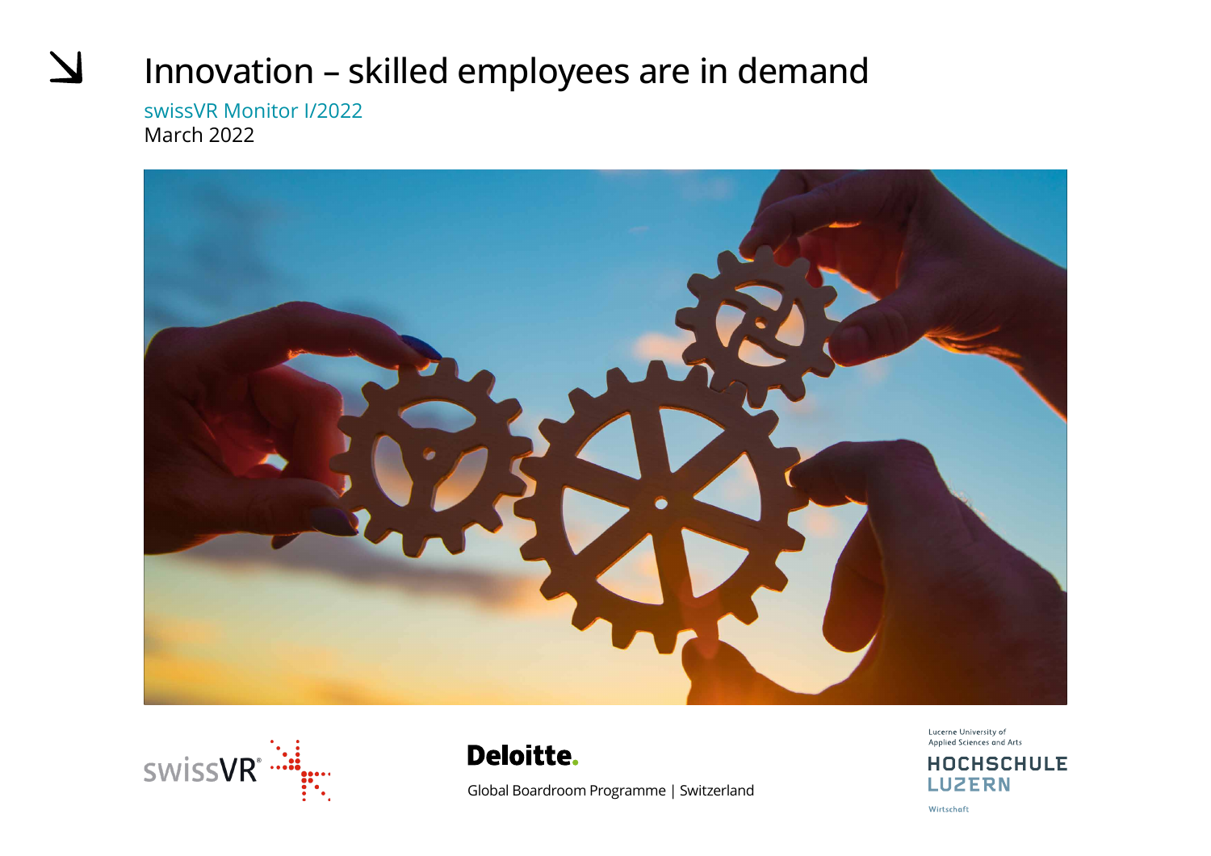# Innovation – skilled employees are in demand

swissVR Monitor I/2022

March 2022

swissVR

Deloitte.

Global Boardroom Programme | Switzerland

Lucerne University of Applied Sciences and Arts

HOCHSCHULE LUZERN

Wirtschaft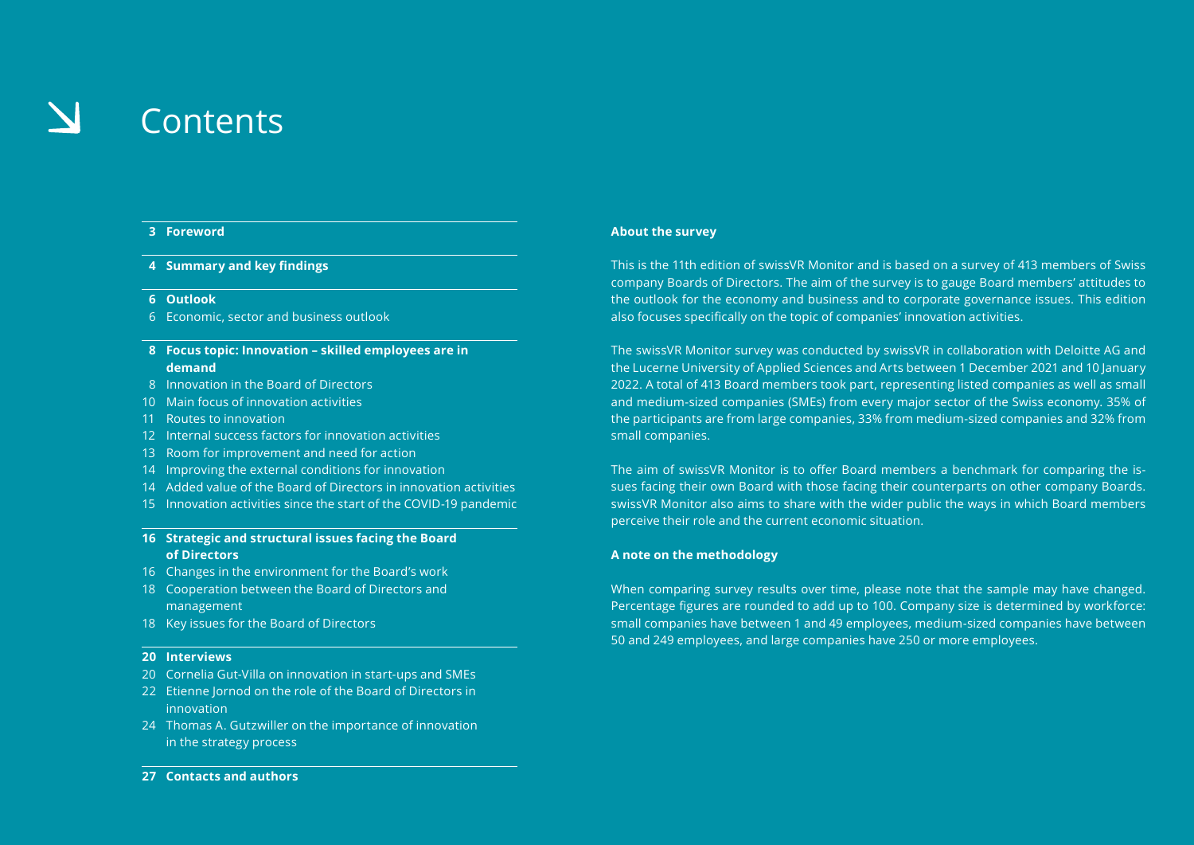# Contents

**3 Foreword**

**4 Summary and key findings**

**6 Outlook**

6 Economic, sector and business outlook

**8 Focus topic: Innovation – skilled employees are in demand**

8 Innovation in the Board of Directors
10 Main focus of innovation activities
11 Routes to innovation
12 Internal success factors for innovation activities
13 Room for improvement and need for action
14 Improving the external conditions for innovation
14 Added value of the Board of Directors in innovation activities
15 Innovation activities since the start of the COVID-19 pandemic

**16 Strategic and structural issues facing the Board of Directors**

16 Changes in the environment for the Board's work
18 Cooperation between the Board of Directors and management
18 Key issues for the Board of Directors

**20 Interviews**

20 Cornelia Gut-Villa on innovation in start-ups and SMEs
22 Etienne Jornod on the role of the Board of Directors in innovation
24 Thomas A. Gutzwiller on the importance of innovation in the strategy process

**27 Contacts and authors**

**About the survey**

This is the 11th edition of swissVR Monitor and is based on a survey of 413 members of Swiss company Boards of Directors. The aim of the survey is to gauge Board members' attitudes to the outlook for the economy and business and to corporate governance issues. This edition also focuses specifically on the topic of companies' innovation activities.

The swissVR Monitor survey was conducted by swissVR in collaboration with Deloitte AG and the Lucerne University of Applied Sciences and Arts between 1 December 2021 and 10 January 2022. A total of 413 Board members took part, representing listed companies as well as small and medium-sized companies (SMEs) from every major sector of the Swiss economy. 35% of the participants are from large companies, 33% from medium-sized companies and 32% from small companies.

The aim of swissVR Monitor is to offer Board members a benchmark for comparing the issues facing their own Board with those facing their counterparts on other company Boards. swissVR Monitor also aims to share with the wider public the ways in which Board members perceive their role and the current economic situation.

**A note on the methodology**

When comparing survey results over time, please note that the sample may have changed. Percentage figures are rounded to add up to 100. Company size is determined by workforce: small companies have between 1 and 49 employees, medium-sized companies have between 50 and 249 employees, and large companies have 250 or more employees.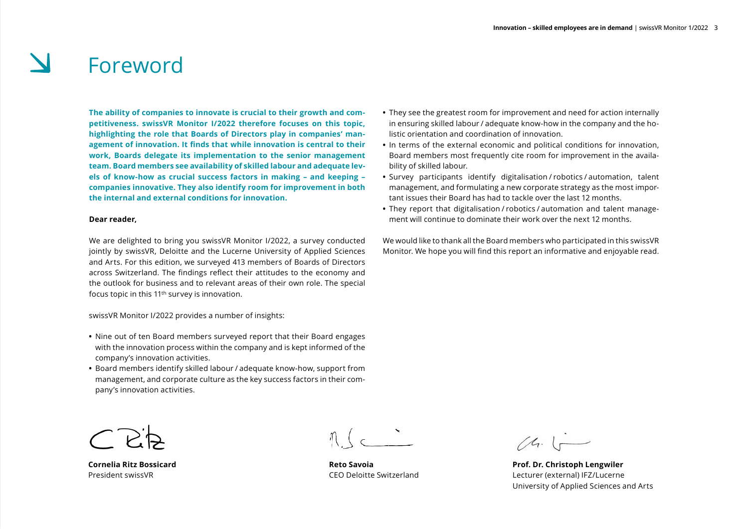# Foreword

**The ability of companies to innovate is crucial to their growth and competitiveness. swissVR Monitor I/2022 therefore focuses on this topic, highlighting the role that Boards of Directors play in companies' management of innovation. It finds that while innovation is central to their work, Boards delegate its implementation to the senior management team. Board members see availability of skilled labour and adequate levels of know-how as crucial success factors in making – and keeping – companies innovative. They also identify room for improvement in both the internal and external conditions for innovation.**

**Dear reader,**

We are delighted to bring you swissVR Monitor I/2022, a survey conducted jointly by swissVR, Deloitte and the Lucerne University of Applied Sciences and Arts. For this edition, we surveyed 413 members of Boards of Directors across Switzerland. The findings reflect their attitudes to the economy and the outlook for business and to relevant areas of their own role. The special focus topic in this 11th survey is innovation.

swissVR Monitor I/2022 provides a number of insights:

- Nine out of ten Board members surveyed report that their Board engages with the innovation process within the company and is kept informed of the company's innovation activities.
- Board members identify skilled labour / adequate know-how, support from management, and corporate culture as the key success factors in their company's innovation activities.
- They see the greatest room for improvement and need for action internally in ensuring skilled labour / adequate know-how in the company and the holistic orientation and coordination of innovation.
- In terms of the external economic and political conditions for innovation, Board members most frequently cite room for improvement in the availability of skilled labour.
- Survey participants identify digitalisation / robotics / automation, talent management, and formulating a new corporate strategy as the most important issues their Board has had to tackle over the last 12 months.
- They report that digitalisation / robotics / automation and talent management will continue to dominate their work over the next 12 months.

We would like to thank all the Board members who participated in this swissVR Monitor. We hope you will find this report an informative and enjoyable read.

**Cornelia Ritz Bossicard**
President swissVR

**Reto Savoia**
CEO Deloitte Switzerland

**Prof. Dr. Christoph Lengwiler**
Lecturer (external) IFZ/Lucerne University of Applied Sciences and Arts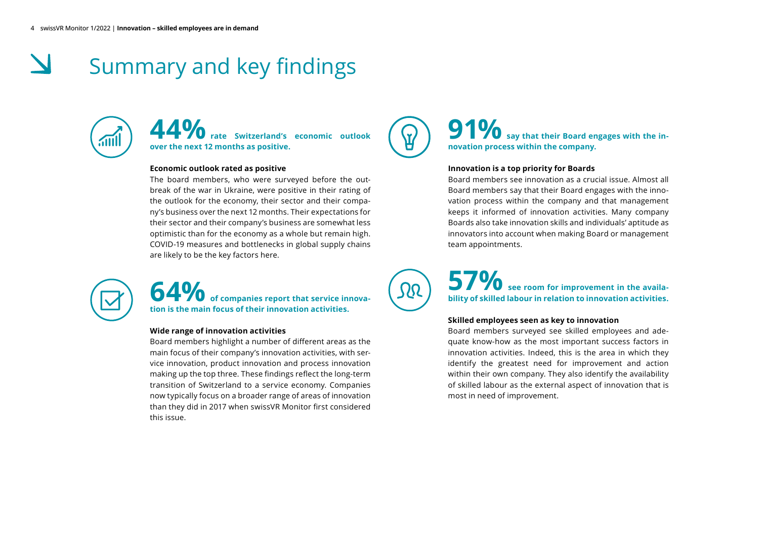# Summary and key findings

**44% rate Switzerland's economic outlook over the next 12 months as positive.**

**Economic outlook rated as positive**

The board members, who were surveyed before the outbreak of the war in Ukraine, were positive in their rating of the outlook for the economy, their sector and their company's business over the next 12 months. Their expectations for their sector and their company's business are somewhat less optimistic than for the economy as a whole but remain high. COVID-19 measures and bottlenecks in global supply chains are likely to be the key factors here.

**64% of companies report that service innovation is the main focus of their innovation activities.**

**Wide range of innovation activities**

Board members highlight a number of different areas as the main focus of their company's innovation activities, with service innovation, product innovation and process innovation making up the top three. These findings reflect the long-term transition of Switzerland to a service economy. Companies now typically focus on a broader range of areas of innovation than they did in 2017 when swissVR Monitor first considered this issue.

**91% say that their Board engages with the innovation process within the company.**

**Innovation is a top priority for Boards**

Board members see innovation as a crucial issue. Almost all Board members say that their Board engages with the innovation process within the company and that management keeps it informed of innovation activities. Many company Boards also take innovation skills and individuals' aptitude as innovators into account when making Board or management team appointments.

**57% see room for improvement in the availability of skilled labour in relation to innovation activities.**

**Skilled employees seen as key to innovation**

Board members surveyed see skilled employees and adequate know-how as the most important success factors in innovation activities. Indeed, this is the area in which they identify the greatest need for improvement and action within their own company. They also identify the availability of skilled labour as the external aspect of innovation that is most in need of improvement.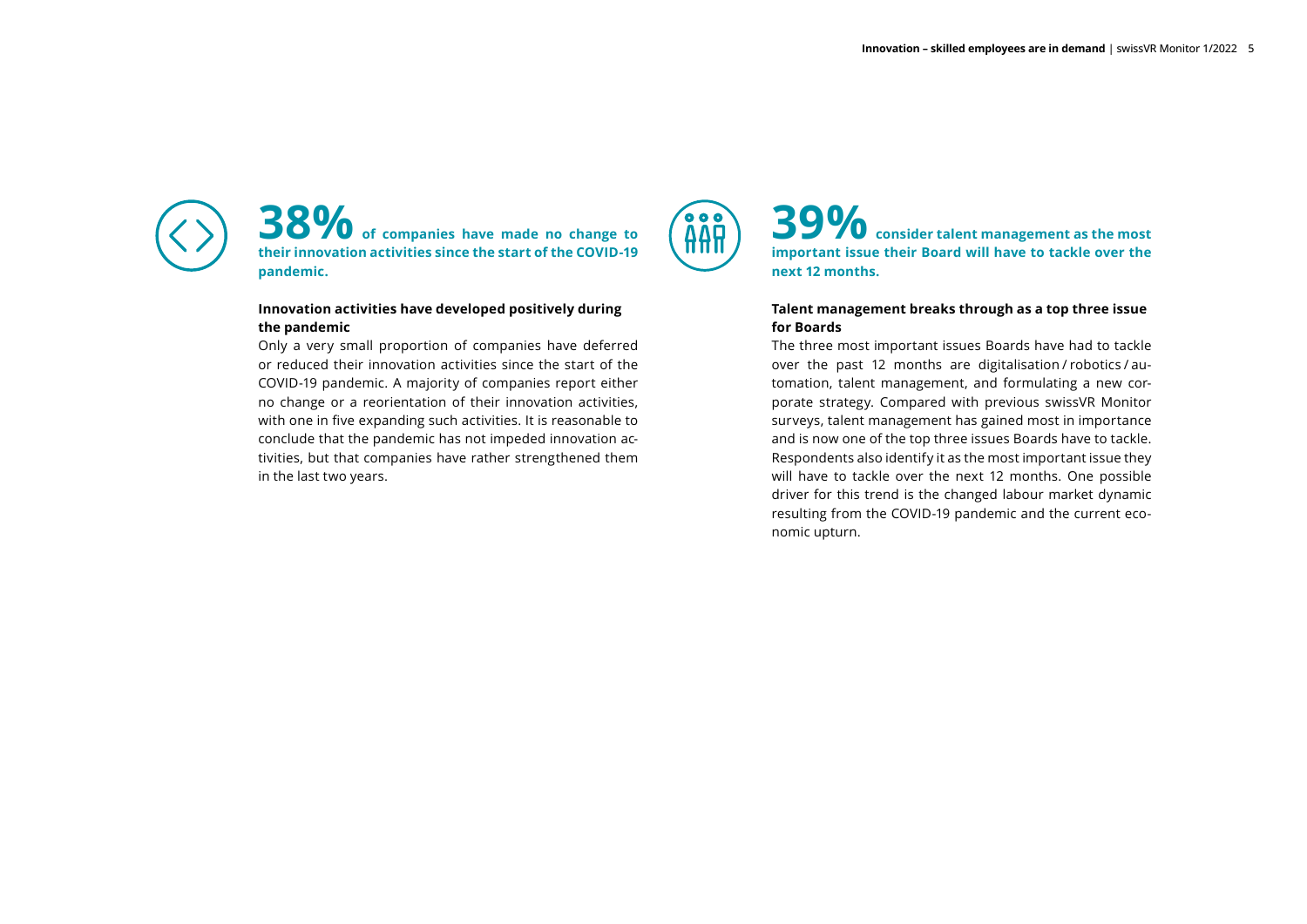**38%** **of companies have made no change to their innovation activities since the start of the COVID-19 pandemic.**

### Innovation activities have developed positively during the pandemic

Only a very small proportion of companies have deferred or reduced their innovation activities since the start of the COVID-19 pandemic. A majority of companies report either no change or a reorientation of their innovation activities, with one in five expanding such activities. It is reasonable to conclude that the pandemic has not impeded innovation activities, but that companies have rather strengthened them in the last two years.

**39%** **consider talent management as the most important issue their Board will have to tackle over the next 12 months.**

### Talent management breaks through as a top three issue for Boards

The three most important issues Boards have had to tackle over the past 12 months are digitalisation / robotics / automation, talent management, and formulating a new corporate strategy. Compared with previous swissVR Monitor surveys, talent management has gained most in importance and is now one of the top three issues Boards have to tackle. Respondents also identify it as the most important issue they will have to tackle over the next 12 months. One possible driver for this trend is the changed labour market dynamic resulting from the COVID-19 pandemic and the current economic upturn.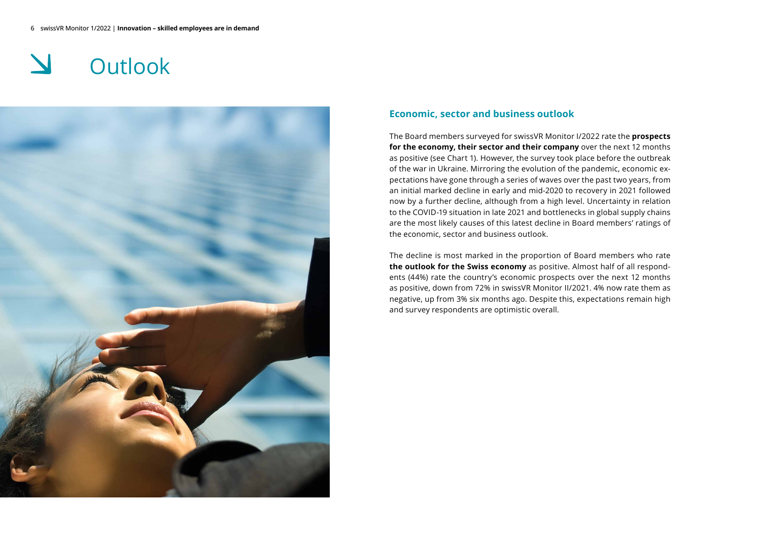# Outlook

## Economic, sector and business outlook

The Board members surveyed for swissVR Monitor I/2022 rate the **prospects for the economy, their sector and their company** over the next 12 months as positive (see Chart 1). However, the survey took place before the outbreak of the war in Ukraine. Mirroring the evolution of the pandemic, economic expectations have gone through a series of waves over the past two years, from an initial marked decline in early and mid-2020 to recovery in 2021 followed now by a further decline, although from a high level. Uncertainty in relation to the COVID-19 situation in late 2021 and bottlenecks in global supply chains are the most likely causes of this latest decline in Board members' ratings of the economic, sector and business outlook.

The decline is most marked in the proportion of Board members who rate **the outlook for the Swiss economy** as positive. Almost half of all respondents (44%) rate the country's economic prospects over the next 12 months as positive, down from 72% in swissVR Monitor II/2021. 4% now rate them as negative, up from 3% six months ago. Despite this, expectations remain high and survey respondents are optimistic overall.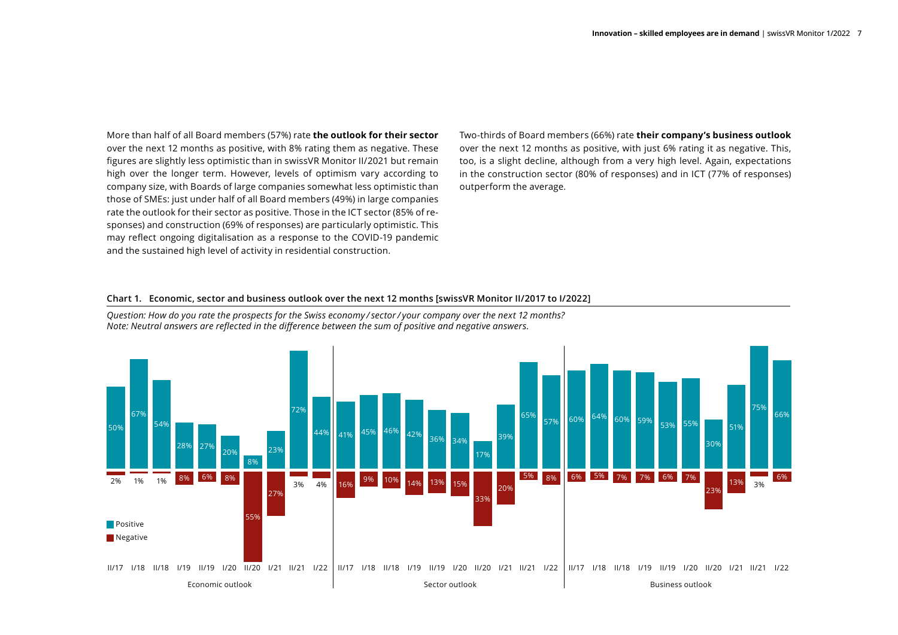More than half of all Board members (57%) rate **the outlook for their sector** over the next 12 months as positive, with 8% rating them as negative. These figures are slightly less optimistic than in swissVR Monitor II/2021 but remain high over the longer term. However, levels of optimism vary according to company size, with Boards of large companies somewhat less optimistic than those of SMEs: just under half of all Board members (49%) in large companies rate the outlook for their sector as positive. Those in the ICT sector (85% of responses) and construction (69% of responses) are particularly optimistic. This may reflect ongoing digitalisation as a response to the COVID-19 pandemic and the sustained high level of activity in residential construction.

Two-thirds of Board members (66%) rate **their company's business outlook** over the next 12 months as positive, with just 6% rating it as negative. This, too, is a slight decline, although from a very high level. Again, expectations in the construction sector (80% of responses) and in ICT (77% of responses) outperform the average.

**Chart 1. Economic, sector and business outlook over the next 12 months [swissVR Monitor II/2017 to I/2022]**

*Question: How do you rate the prospects for the Swiss economy / sector / your company over the next 12 months?*
*Note: Neutral answers are reflected in the difference between the sum of positive and negative answers.*

| Outlook | | II/17 | I/18 | II/18 | I/19 | II/19 | I/20 | II/20 | I/21 | II/21 | I/22 |
|---|---|---|---|---|---|---|---|---|---|---|---|
| Economic outlook | Positive | 50% | 67% | 54% | 28% | 27% | 20% | 8% | 23% | 72% | 44% |
| | Negative | 2% | 1% | 1% | 8% | 6% | 8% | 55% | 27% | 3% | 4% |
| Sector outlook | Positive | 41% | 45% | 46% | 42% | 36% | 34% | 17% | 39% | 65% | 57% |
| | Negative | 16% | 9% | 10% | 14% | 13% | 15% | 33% | 20% | 5% | 8% |
| Business outlook | Positive | 60% | 64% | 60% | 59% | 53% | 55% | 30% | 51% | 75% | 66% |
| | Negative | 6% | 5% | 7% | 7% | 6% | 7% | 23% | 13% | 3% | 6% |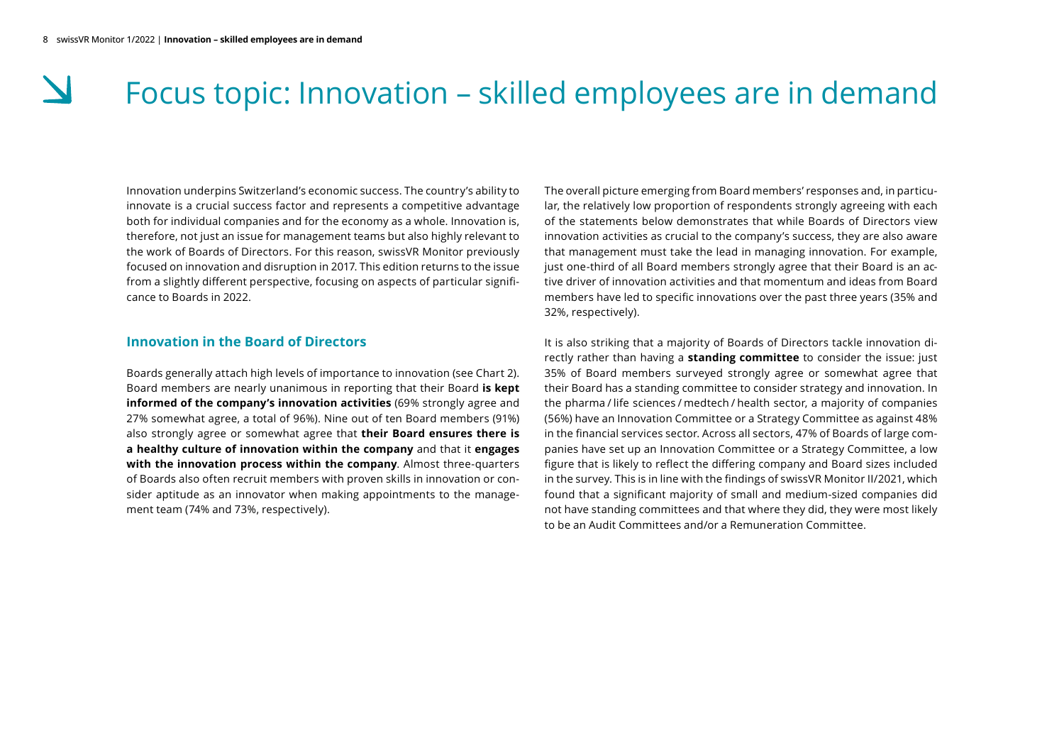# Focus topic: Innovation – skilled employees are in demand

Innovation underpins Switzerland's economic success. The country's ability to innovate is a crucial success factor and represents a competitive advantage both for individual companies and for the economy as a whole. Innovation is, therefore, not just an issue for management teams but also highly relevant to the work of Boards of Directors. For this reason, swissVR Monitor previously focused on innovation and disruption in 2017. This edition returns to the issue from a slightly different perspective, focusing on aspects of particular significance to Boards in 2022.

## Innovation in the Board of Directors

Boards generally attach high levels of importance to innovation (see Chart 2). Board members are nearly unanimous in reporting that their Board **is kept informed of the company's innovation activities** (69% strongly agree and 27% somewhat agree, a total of 96%). Nine out of ten Board members (91%) also strongly agree or somewhat agree that **their Board ensures there is a healthy culture of innovation within the company** and that it **engages with the innovation process within the company**. Almost three-quarters of Boards also often recruit members with proven skills in innovation or consider aptitude as an innovator when making appointments to the management team (74% and 73%, respectively).

The overall picture emerging from Board members' responses and, in particular, the relatively low proportion of respondents strongly agreeing with each of the statements below demonstrates that while Boards of Directors view innovation activities as crucial to the company's success, they are also aware that management must take the lead in managing innovation. For example, just one-third of all Board members strongly agree that their Board is an active driver of innovation activities and that momentum and ideas from Board members have led to specific innovations over the past three years (35% and 32%, respectively).

It is also striking that a majority of Boards of Directors tackle innovation directly rather than having a **standing committee** to consider the issue: just 35% of Board members surveyed strongly agree or somewhat agree that their Board has a standing committee to consider strategy and innovation. In the pharma / life sciences / medtech / health sector, a majority of companies (56%) have an Innovation Committee or a Strategy Committee as against 48% in the financial services sector. Across all sectors, 47% of Boards of large companies have set up an Innovation Committee or a Strategy Committee, a low figure that is likely to reflect the differing company and Board sizes included in the survey. This is in line with the findings of swissVR Monitor II/2021, which found that a significant majority of small and medium-sized companies did not have standing committees and that where they did, they were most likely to be an Audit Committees and/or a Remuneration Committee.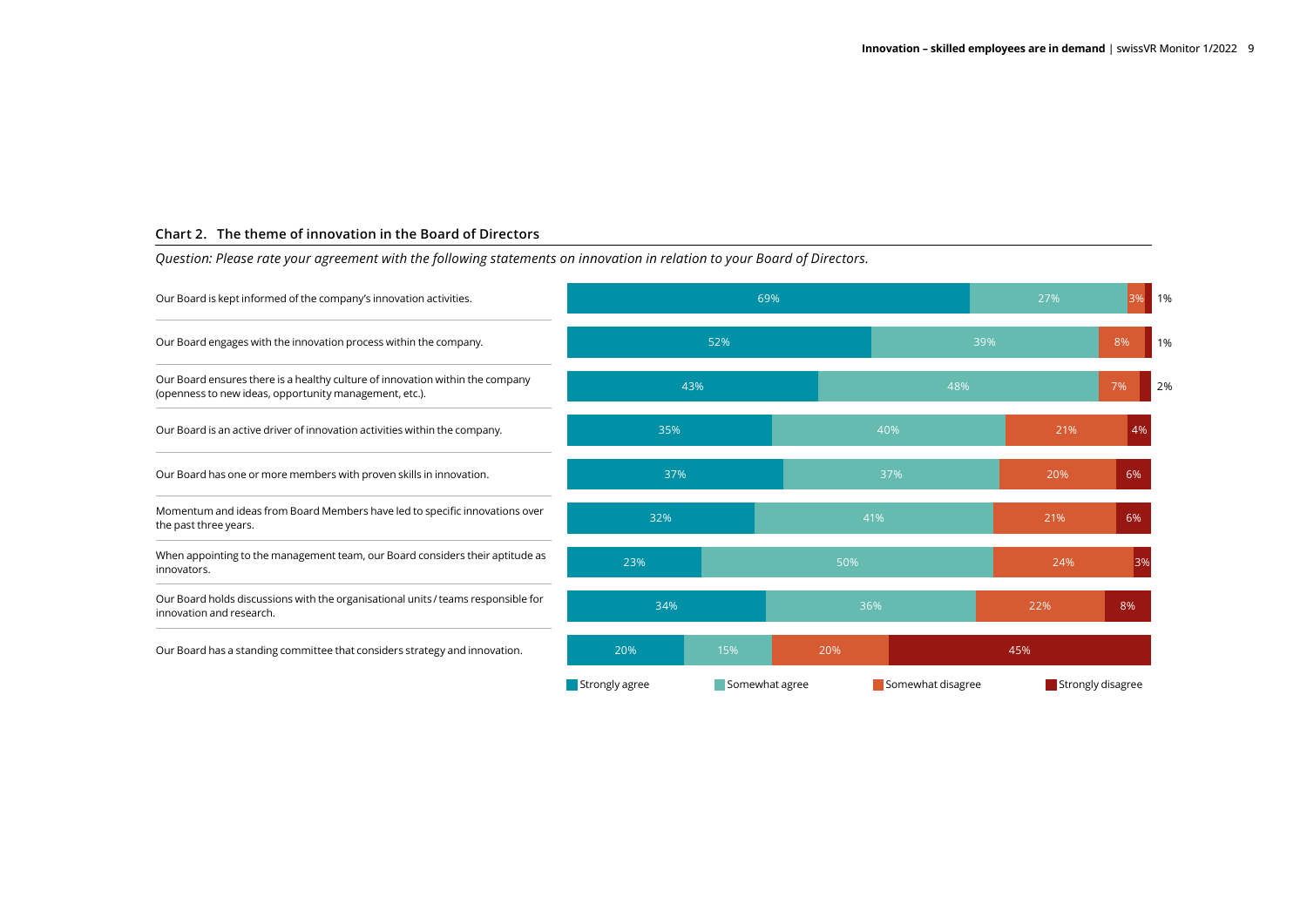**Chart 2. The theme of innovation in the Board of Directors**

*Question: Please rate your agreement with the following statements on innovation in relation to your Board of Directors.*

| Statement | Strongly agree | Somewhat agree | Somewhat disagree | Strongly disagree |
|---|---|---|---|---|
| Our Board is kept informed of the company's innovation activities. | 69% | 27% | 3% | 1% |
| Our Board engages with the innovation process within the company. | 52% | 39% | 8% | 1% |
| Our Board ensures there is a healthy culture of innovation within the company (openness to new ideas, opportunity management, etc.). | 43% | 48% | 7% | 2% |
| Our Board is an active driver of innovation activities within the company. | 35% | 40% | 21% | 4% |
| Our Board has one or more members with proven skills in innovation. | 37% | 37% | 20% | 6% |
| Momentum and ideas from Board Members have led to specific innovations over the past three years. | 32% | 41% | 21% | 6% |
| When appointing to the management team, our Board considers their aptitude as innovators. | 23% | 50% | 24% | 3% |
| Our Board holds discussions with the organisational units / teams responsible for innovation and research. | 34% | 36% | 22% | 8% |
| Our Board has a standing committee that considers strategy and innovation. | 20% | 15% | 20% | 45% |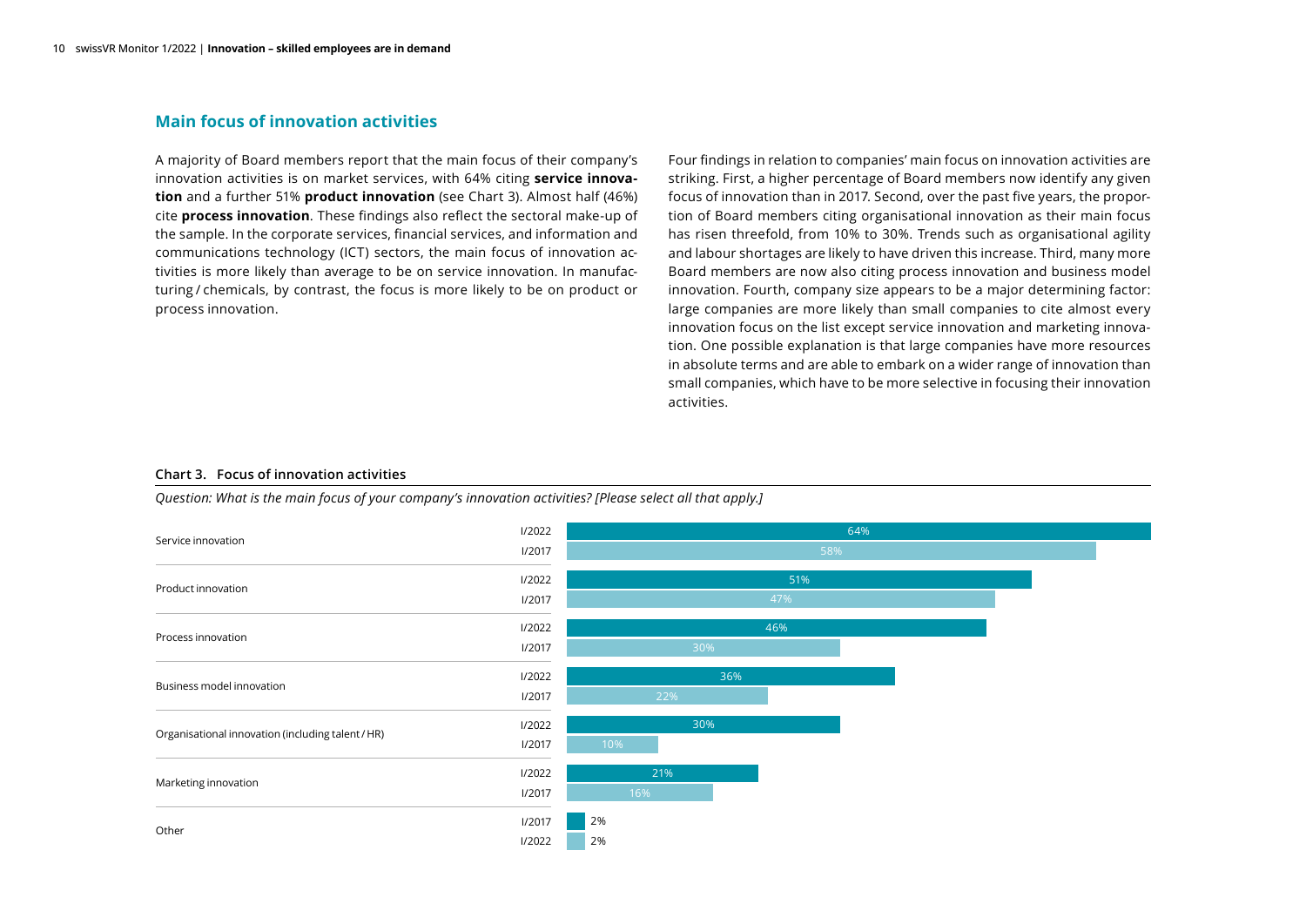## Main focus of innovation activities

A majority of Board members report that the main focus of their company's innovation activities is on market services, with 64% citing **service innovation** and a further 51% **product innovation** (see Chart 3). Almost half (46%) cite **process innovation**. These findings also reflect the sectoral make-up of the sample. In the corporate services, financial services, and information and communications technology (ICT) sectors, the main focus of innovation activities is more likely than average to be on service innovation. In manufacturing / chemicals, by contrast, the focus is more likely to be on product or process innovation.

Four findings in relation to companies' main focus on innovation activities are striking. First, a higher percentage of Board members now identify any given focus of innovation than in 2017. Second, over the past five years, the proportion of Board members citing organisational innovation as their main focus has risen threefold, from 10% to 30%. Trends such as organisational agility and labour shortages are likely to have driven this increase. Third, many more Board members are now also citing process innovation and business model innovation. Fourth, company size appears to be a major determining factor: large companies are more likely than small companies to cite almost every innovation focus on the list except service innovation and marketing innovation. One possible explanation is that large companies have more resources in absolute terms and are able to embark on a wider range of innovation than small companies, which have to be more selective in focusing their innovation activities.

**Chart 3. Focus of innovation activities**

*Question: What is the main focus of your company's innovation activities? [Please select all that apply.]*

| Focus | Survey | Share |
|---|---|---|
| Service innovation | I/2022 | 64% |
| | I/2017 | 58% |
| Product innovation | I/2022 | 51% |
| | I/2017 | 47% |
| Process innovation | I/2022 | 46% |
| | I/2017 | 30% |
| Business model innovation | I/2022 | 36% |
| | I/2017 | 22% |
| Organisational innovation (including talent / HR) | I/2022 | 30% |
| | I/2017 | 10% |
| Marketing innovation | I/2022 | 21% |
| | I/2017 | 16% |
| Other | I/2017 | 2% |
| | I/2022 | 2% |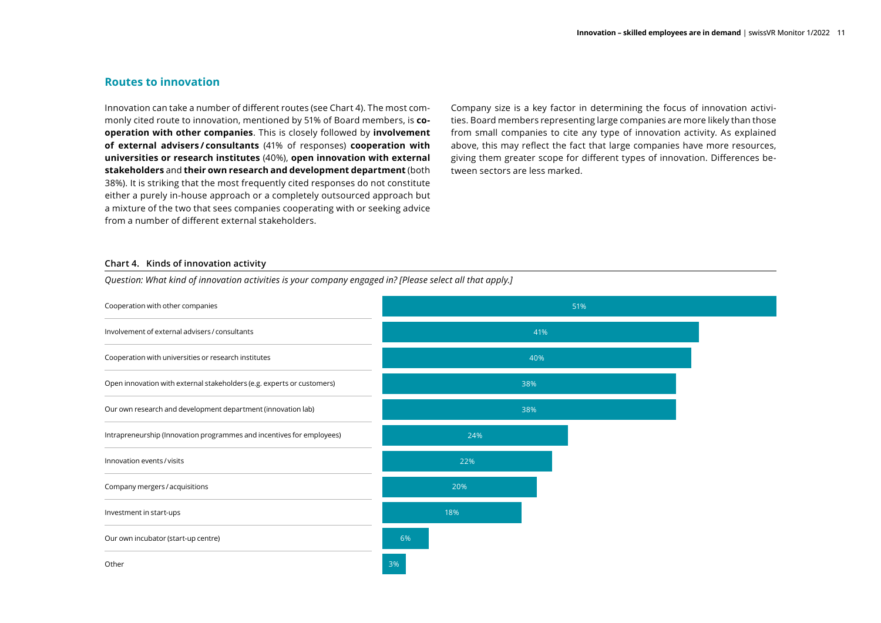## Routes to innovation

Innovation can take a number of different routes (see Chart 4). The most commonly cited route to innovation, mentioned by 51% of Board members, is **cooperation with other companies**. This is closely followed by **involvement of external advisers / consultants** (41% of responses) **cooperation with universities or research institutes** (40%), **open innovation with external stakeholders** and **their own research and development department** (both 38%). It is striking that the most frequently cited responses do not constitute either a purely in-house approach or a completely outsourced approach but a mixture of the two that sees companies cooperating with or seeking advice from a number of different external stakeholders.

Company size is a key factor in determining the focus of innovation activities. Board members representing large companies are more likely than those from small companies to cite any type of innovation activity. As explained above, this may reflect the fact that large companies have more resources, giving them greater scope for different types of innovation. Differences between sectors are less marked.

**Chart 4. Kinds of innovation activity**

*Question: What kind of innovation activities is your company engaged in? [Please select all that apply.]*

| Kind of innovation activity | Share |
|---|---|
| Cooperation with other companies | 51% |
| Involvement of external advisers / consultants | 41% |
| Cooperation with universities or research institutes | 40% |
| Open innovation with external stakeholders (e.g. experts or customers) | 38% |
| Our own research and development department (innovation lab) | 38% |
| Intrapreneurship (Innovation programmes and incentives for employees) | 24% |
| Innovation events / visits | 22% |
| Company mergers / acquisitions | 20% |
| Investment in start-ups | 18% |
| Our own incubator (start-up centre) | 6% |
| Other | 3% |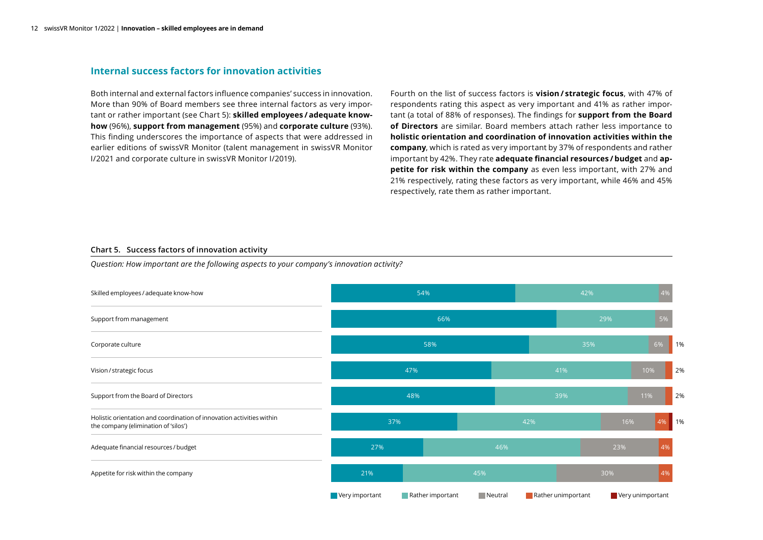## Internal success factors for innovation activities

Both internal and external factors influence companies' success in innovation. More than 90% of Board members see three internal factors as very important or rather important (see Chart 5): **skilled employees / adequate know-how** (96%), **support from management** (95%) and **corporate culture** (93%). This finding underscores the importance of aspects that were addressed in earlier editions of swissVR Monitor (talent management in swissVR Monitor I/2021 and corporate culture in swissVR Monitor I/2019).

Fourth on the list of success factors is **vision / strategic focus**, with 47% of respondents rating this aspect as very important and 41% as rather important (a total of 88% of responses). The findings for **support from the Board of Directors** are similar. Board members attach rather less importance to **holistic orientation and coordination of innovation activities within the company**, which is rated as very important by 37% of respondents and rather important by 42%. They rate **adequate financial resources / budget** and **appetite for risk within the company** as even less important, with 27% and 21% respectively, rating these factors as very important, while 46% and 45% respectively, rate them as rather important.

**Chart 5. Success factors of innovation activity**

*Question: How important are the following aspects to your company's innovation activity?*

| Aspect | Very important | Rather important | Neutral | Rather unimportant | Very unimportant |
|---|---|---|---|---|---|
| Skilled employees / adequate know-how | 54% | 42% | 4% | | |
| Support from management | 66% | 29% | 5% | | |
| Corporate culture | 58% | 35% | 6% | 1% | |
| Vision / strategic focus | 47% | 41% | 10% | 2% | |
| Support from the Board of Directors | 48% | 39% | 11% | 2% | |
| Holistic orientation and coordination of innovation activities within the company (elimination of 'silos') | 37% | 42% | 16% | 4% | 1% |
| Adequate financial resources / budget | 27% | 46% | 23% | 4% | |
| Appetite for risk within the company | 21% | 45% | 30% | 4% | |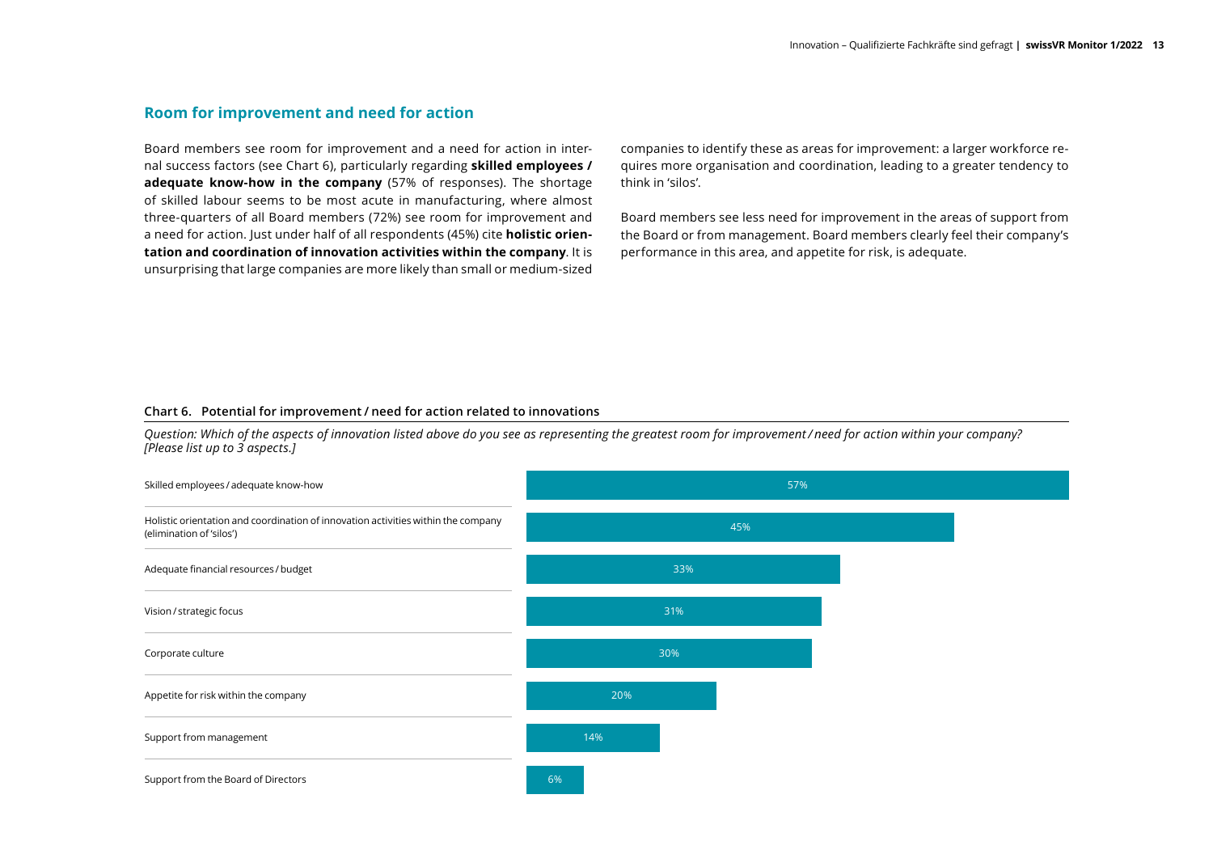## Room for improvement and need for action

Board members see room for improvement and a need for action in internal success factors (see Chart 6), particularly regarding **skilled employees / adequate know-how in the company** (57% of responses). The shortage of skilled labour seems to be most acute in manufacturing, where almost three-quarters of all Board members (72%) see room for improvement and a need for action. Just under half of all respondents (45%) cite **holistic orientation and coordination of innovation activities within the company**. It is unsurprising that large companies are more likely than small or medium-sized companies to identify these as areas for improvement: a larger workforce requires more organisation and coordination, leading to a greater tendency to think in 'silos'.

Board members see less need for improvement in the areas of support from the Board or from management. Board members clearly feel their company's performance in this area, and appetite for risk, is adequate.

**Chart 6. Potential for improvement / need for action related to innovations**

*Question: Which of the aspects of innovation listed above do you see as representing the greatest room for improvement / need for action within your company? [Please list up to 3 aspects.]*

| Aspect | Share |
| --- | --- |
| Skilled employees / adequate know-how | 57% |
| Holistic orientation and coordination of innovation activities within the company (elimination of 'silos') | 45% |
| Adequate financial resources / budget | 33% |
| Vision / strategic focus | 31% |
| Corporate culture | 30% |
| Appetite for risk within the company | 20% |
| Support from management | 14% |
| Support from the Board of Directors | 6% |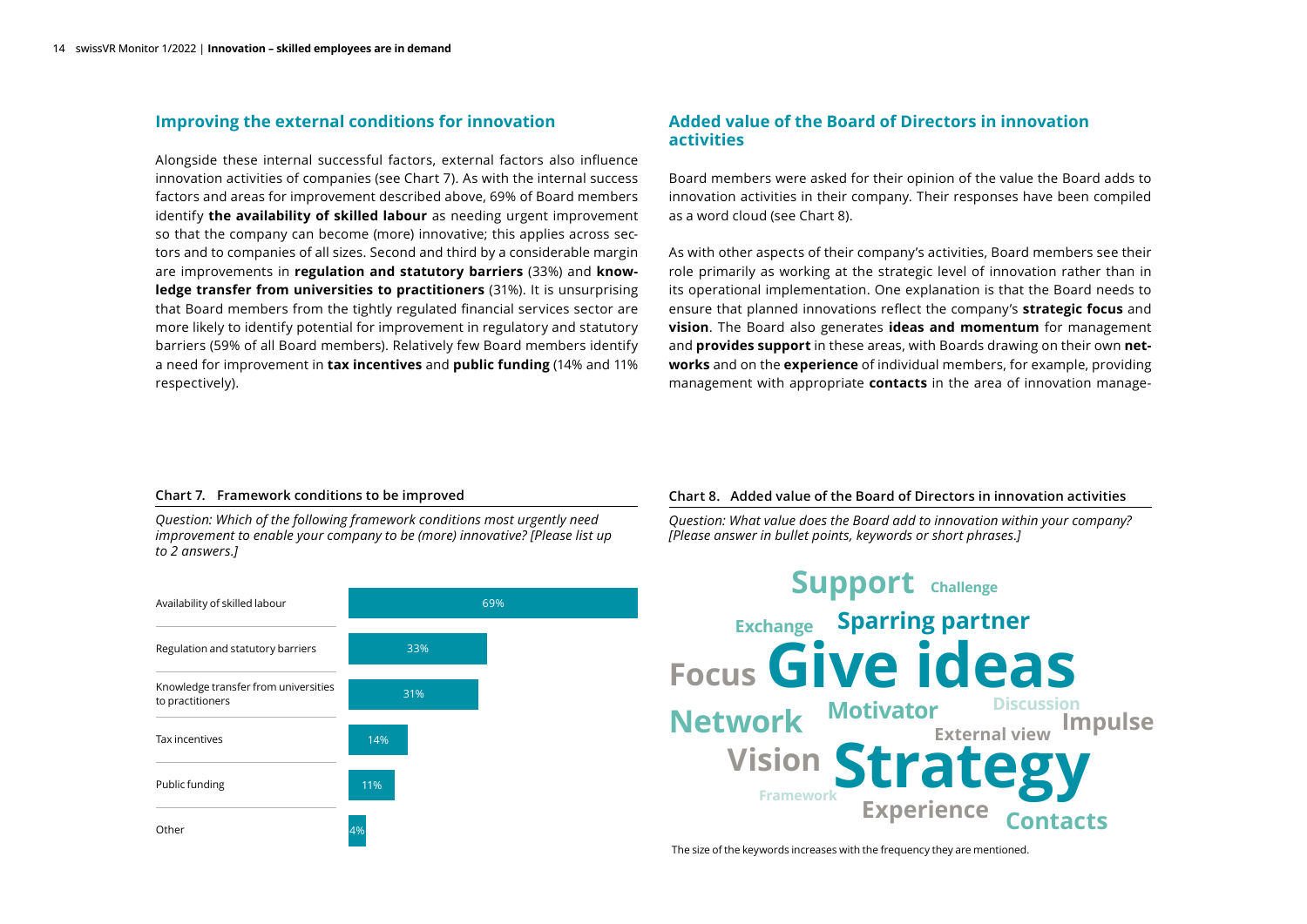## Improving the external conditions for innovation

Alongside these internal successful factors, external factors also influence innovation activities of companies (see Chart 7). As with the internal success factors and areas for improvement described above, 69% of Board members identify **the availability of skilled labour** as needing urgent improvement so that the company can become (more) innovative; this applies across sectors and to companies of all sizes. Second and third by a considerable margin are improvements in **regulation and statutory barriers** (33%) and **knowledge transfer from universities to practitioners** (31%). It is unsurprising that Board members from the tightly regulated financial services sector are more likely to identify potential for improvement in regulatory and statutory barriers (59% of all Board members). Relatively few Board members identify a need for improvement in **tax incentives** and **public funding** (14% and 11% respectively).

#### Chart 7. Framework conditions to be improved

*Question: Which of the following framework conditions most urgently need improvement to enable your company to be (more) innovative? [Please list up to 2 answers.]*

| Framework condition | Share |
|---|---|
| Availability of skilled labour | 69% |
| Regulation and statutory barriers | 33% |
| Knowledge transfer from universities to practitioners | 31% |
| Tax incentives | 14% |
| Public funding | 11% |
| Other | 4% |

## Added value of the Board of Directors in innovation activities

Board members were asked for their opinion of the value the Board adds to innovation activities in their company. Their responses have been compiled as a word cloud (see Chart 8).

As with other aspects of their company's activities, Board members see their role primarily as working at the strategic level of innovation rather than in its operational implementation. One explanation is that the Board needs to ensure that planned innovations reflect the company's **strategic focus** and **vision**. The Board also generates **ideas and momentum** for management and **provides support** in these areas, with Boards drawing on their own **networks** and on the **experience** of individual members, for example, providing management with appropriate **contacts** in the area of innovation manage-

#### Chart 8. Added value of the Board of Directors in innovation activities

*Question: What value does the Board add to innovation within your company? [Please answer in bullet points, keywords or short phrases.]*

Support, Challenge, Exchange, Sparring partner, Focus, Give ideas, Network, Motivator, Discussion, Impulse, External view, Vision, Strategy, Framework, Experience, Contacts

The size of the keywords increases with the frequency they are mentioned.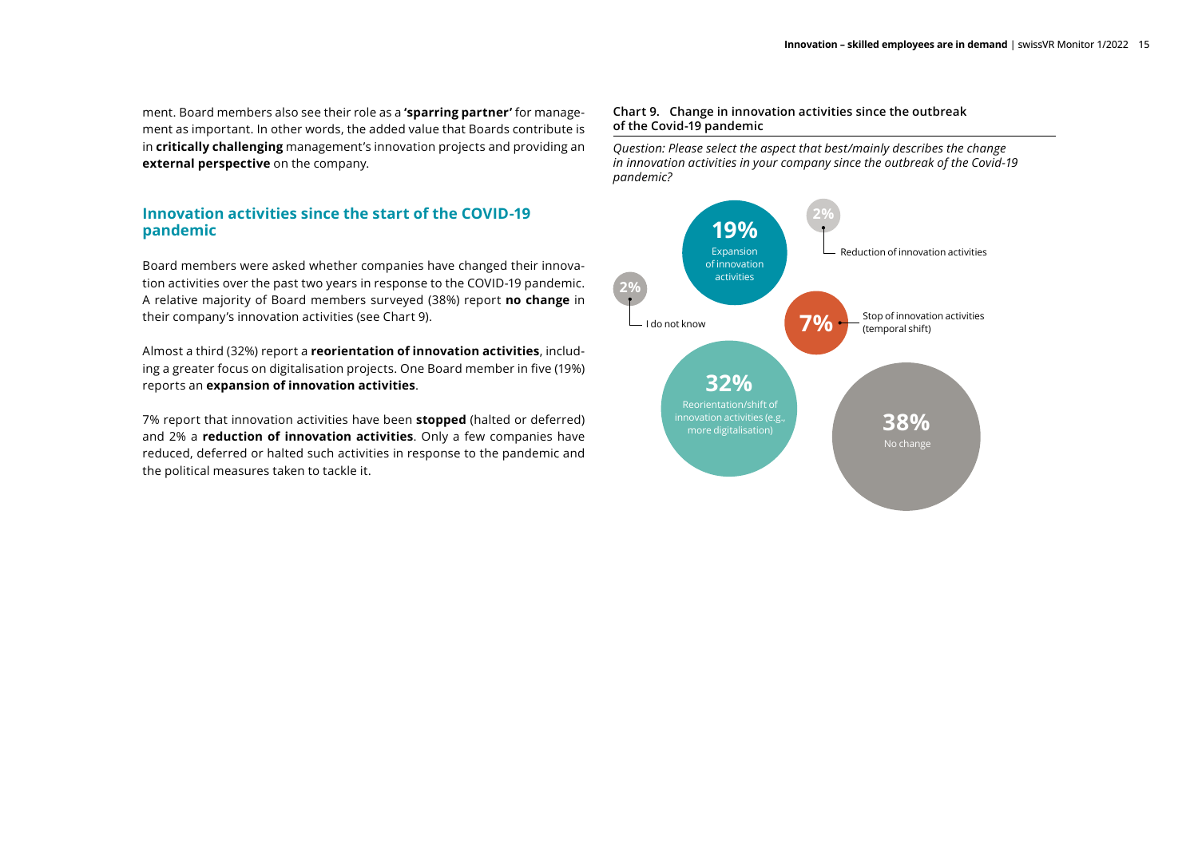ment. Board members also see their role as a **'sparring partner'** for management as important. In other words, the added value that Boards contribute is in **critically challenging** management's innovation projects and providing an **external perspective** on the company.

## Innovation activities since the start of the COVID-19 pandemic

Board members were asked whether companies have changed their innovation activities over the past two years in response to the COVID-19 pandemic. A relative majority of Board members surveyed (38%) report **no change** in their company's innovation activities (see Chart 9).

Almost a third (32%) report a **reorientation of innovation activities**, including a greater focus on digitalisation projects. One Board member in five (19%) reports an **expansion of innovation activities**.

7% report that innovation activities have been **stopped** (halted or deferred) and 2% a **reduction of innovation activities**. Only a few companies have reduced, deferred or halted such activities in response to the pandemic and the political measures taken to tackle it.

**Chart 9. Change in innovation activities since the outbreak of the Covid-19 pandemic**

*Question: Please select the aspect that best/mainly describes the change in innovation activities in your company since the outbreak of the Covid-19 pandemic?*

| Response | Share |
|---|---|
| No change | 38% |
| Reorientation/shift of innovation activities (e.g., more digitalisation) | 32% |
| Expansion of innovation activities | 19% |
| Stop of innovation activities (temporal shift) | 7% |
| Reduction of innovation activities | 2% |
| I do not know | 2% |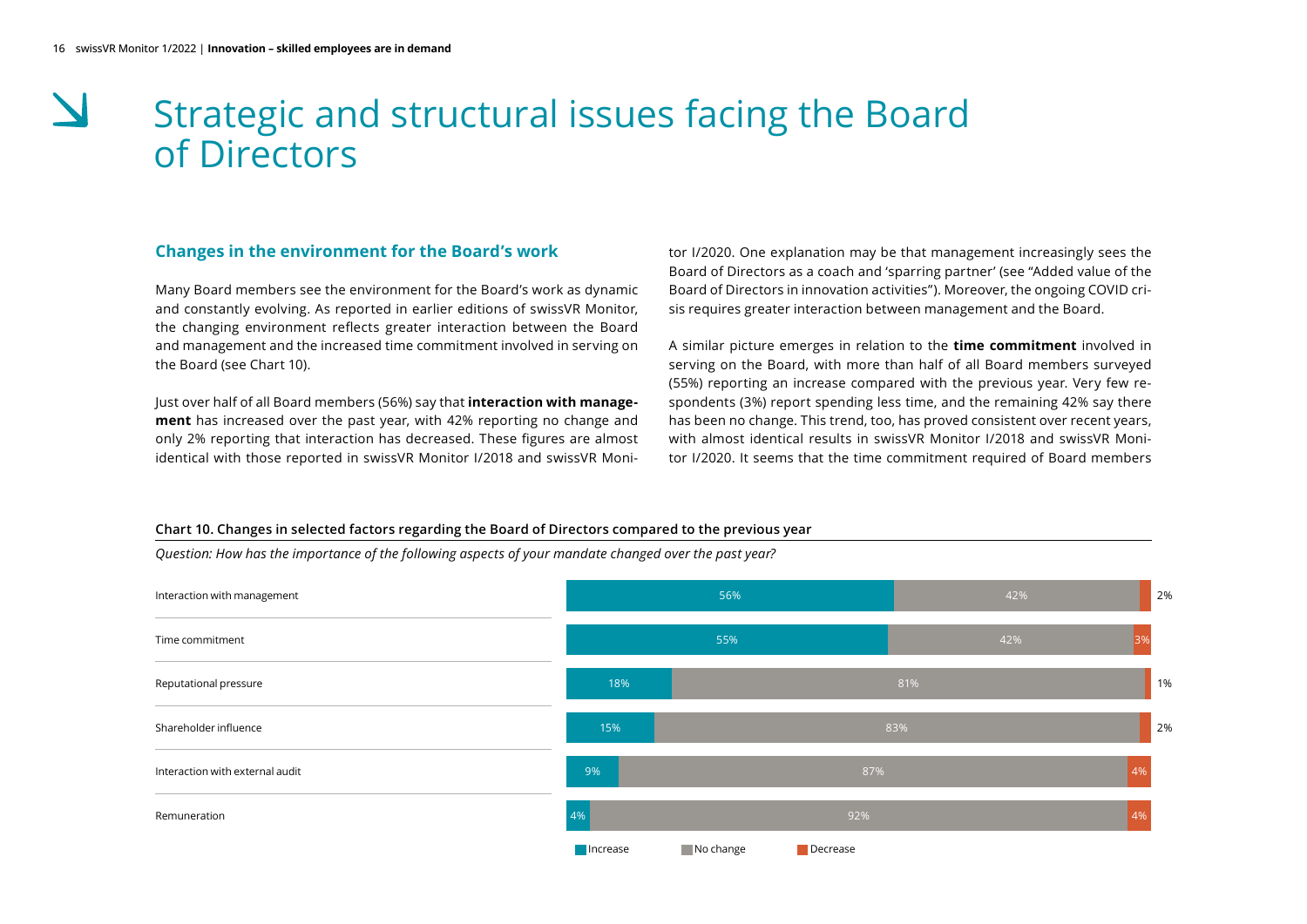# Strategic and structural issues facing the Board of Directors

## Changes in the environment for the Board's work

Many Board members see the environment for the Board's work as dynamic and constantly evolving. As reported in earlier editions of swissVR Monitor, the changing environment reflects greater interaction between the Board and management and the increased time commitment involved in serving on the Board (see Chart 10).

Just over half of all Board members (56%) say that **interaction with management** has increased over the past year, with 42% reporting no change and only 2% reporting that interaction has decreased. These figures are almost identical with those reported in swissVR Monitor I/2018 and swissVR Monitor I/2020. One explanation may be that management increasingly sees the Board of Directors as a coach and 'sparring partner' (see "Added value of the Board of Directors in innovation activities"). Moreover, the ongoing COVID crisis requires greater interaction between management and the Board.

A similar picture emerges in relation to the **time commitment** involved in serving on the Board, with more than half of all Board members surveyed (55%) reporting an increase compared with the previous year. Very few respondents (3%) report spending less time, and the remaining 42% say there has been no change. This trend, too, has proved consistent over recent years, with almost identical results in swissVR Monitor I/2018 and swissVR Monitor I/2020. It seems that the time commitment required of Board members

**Chart 10. Changes in selected factors regarding the Board of Directors compared to the previous year**

*Question: How has the importance of the following aspects of your mandate changed over the past year?*

| | Increase | No change | Decrease |
|---|---|---|---|
| Interaction with management | 56% | 42% | 2% |
| Time commitment | 55% | 42% | 3% |
| Reputational pressure | 18% | 81% | 1% |
| Shareholder influence | 15% | 83% | 2% |
| Interaction with external audit | 9% | 87% | 4% |
| Remuneration | 4% | 92% | 4% |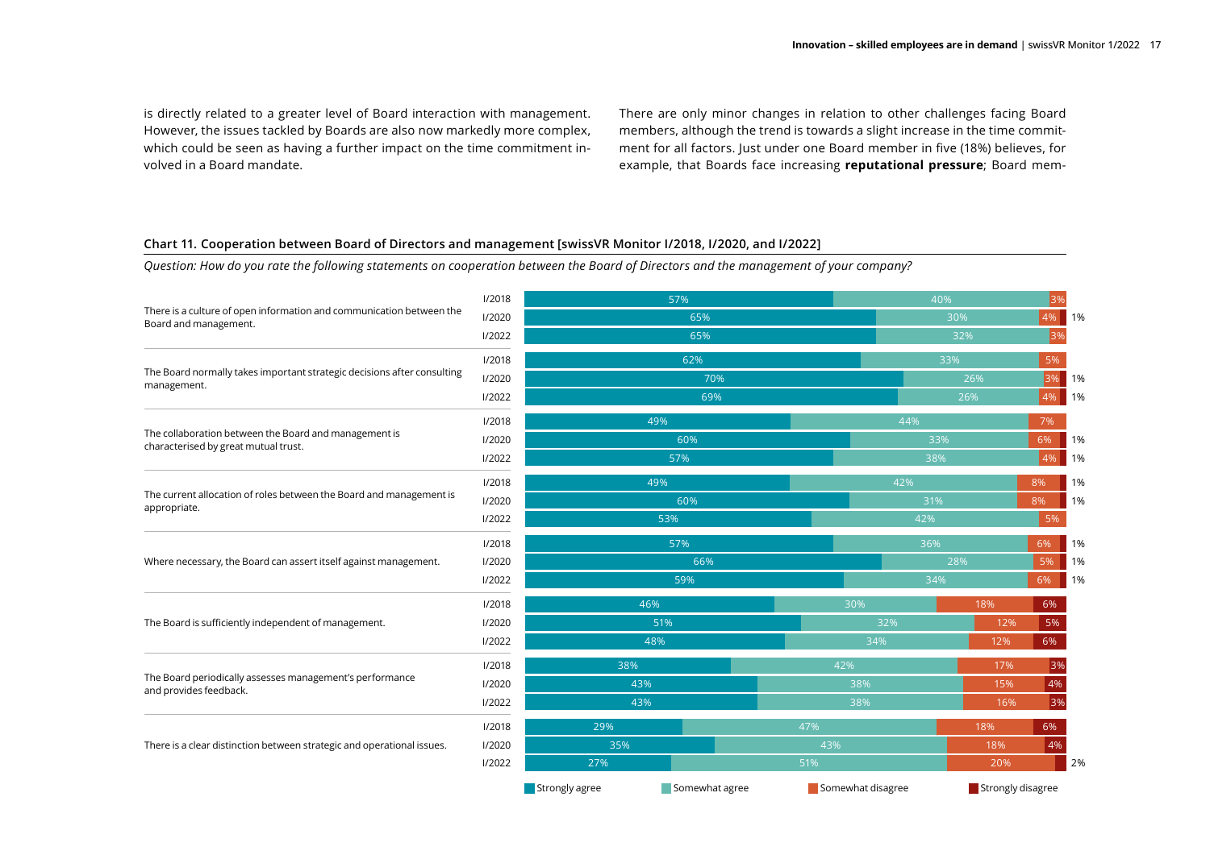is directly related to a greater level of Board interaction with management. However, the issues tackled by Boards are also now markedly more complex, which could be seen as having a further impact on the time commitment involved in a Board mandate.

There are only minor changes in relation to other challenges facing Board members, although the trend is towards a slight increase in the time commitment for all factors. Just under one Board member in five (18%) believes, for example, that Boards face increasing **reputational pressure**; Board mem-

**Chart 11. Cooperation between Board of Directors and management [swissVR Monitor I/2018, I/2020, and I/2022]**

*Question: How do you rate the following statements on cooperation between the Board of Directors and the management of your company?*

| Statement | Year | Strongly agree | Somewhat agree | Somewhat disagree | Strongly disagree |
|---|---|---|---|---|---|
| There is a culture of open information and communication between the Board and management. | I/2018 | 57% | 40% | 3% | |
| | I/2020 | 65% | 30% | 4% | 1% |
| | I/2022 | 65% | 32% | 3% | |
| The Board normally takes important strategic decisions after consulting management. | I/2018 | 62% | 33% | 5% | |
| | I/2020 | 70% | 26% | 3% | 1% |
| | I/2022 | 69% | 26% | 4% | 1% |
| The collaboration between the Board and management is characterised by great mutual trust. | I/2018 | 49% | 44% | 7% | |
| | I/2020 | 60% | 33% | 6% | 1% |
| | I/2022 | 57% | 38% | 4% | 1% |
| The current allocation of roles between the Board and management is appropriate. | I/2018 | 49% | 42% | 8% | 1% |
| | I/2020 | 60% | 31% | 8% | 1% |
| | I/2022 | 53% | 42% | 5% | |
| Where necessary, the Board can assert itself against management. | I/2018 | 57% | 36% | 6% | 1% |
| | I/2020 | 66% | 28% | 5% | 1% |
| | I/2022 | 59% | 34% | 6% | 1% |
| The Board is sufficiently independent of management. | I/2018 | 46% | 30% | 18% | 6% |
| | I/2020 | 51% | 32% | 12% | 5% |
| | I/2022 | 48% | 34% | 12% | 6% |
| The Board periodically assesses management's performance and provides feedback. | I/2018 | 38% | 42% | 17% | 3% |
| | I/2020 | 43% | 38% | 15% | 4% |
| | I/2022 | 43% | 38% | 16% | 3% |
| There is a clear distinction between strategic and operational issues. | I/2018 | 29% | 47% | 18% | 6% |
| | I/2020 | 35% | 43% | 18% | 4% |
| | I/2022 | 27% | 51% | 20% | 2% |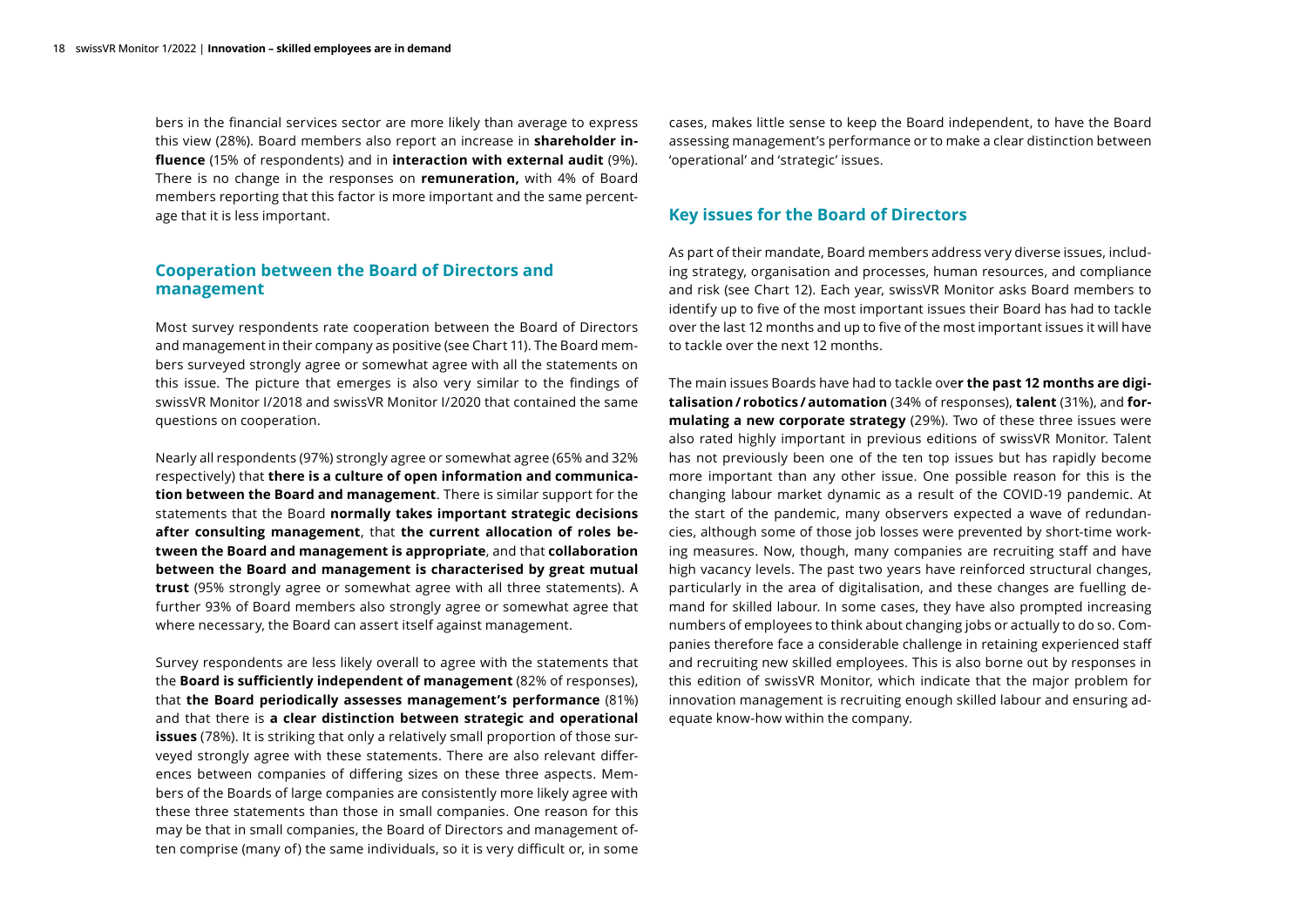bers in the financial services sector are more likely than average to express this view (28%). Board members also report an increase in **shareholder influence** (15% of respondents) and in **interaction with external audit** (9%). There is no change in the responses on **remuneration,** with 4% of Board members reporting that this factor is more important and the same percentage that it is less important.

## Cooperation between the Board of Directors and management

Most survey respondents rate cooperation between the Board of Directors and management in their company as positive (see Chart 11). The Board members surveyed strongly agree or somewhat agree with all the statements on this issue. The picture that emerges is also very similar to the findings of swissVR Monitor I/2018 and swissVR Monitor I/2020 that contained the same questions on cooperation.

Nearly all respondents (97%) strongly agree or somewhat agree (65% and 32% respectively) that **there is a culture of open information and communication between the Board and management**. There is similar support for the statements that the Board **normally takes important strategic decisions after consulting management**, that **the current allocation of roles between the Board and management is appropriate**, and that **collaboration between the Board and management is characterised by great mutual trust** (95% strongly agree or somewhat agree with all three statements). A further 93% of Board members also strongly agree or somewhat agree that where necessary, the Board can assert itself against management.

Survey respondents are less likely overall to agree with the statements that the **Board is sufficiently independent of management** (82% of responses), that **the Board periodically assesses management's performance** (81%) and that there is **a clear distinction between strategic and operational issues** (78%). It is striking that only a relatively small proportion of those surveyed strongly agree with these statements. There are also relevant differences between companies of differing sizes on these three aspects. Members of the Boards of large companies are consistently more likely agree with these three statements than those in small companies. One reason for this may be that in small companies, the Board of Directors and management often comprise (many of) the same individuals, so it is very difficult or, in some cases, makes little sense to keep the Board independent, to have the Board assessing management's performance or to make a clear distinction between 'operational' and 'strategic' issues.

## Key issues for the Board of Directors

As part of their mandate, Board members address very diverse issues, including strategy, organisation and processes, human resources, and compliance and risk (see Chart 12). Each year, swissVR Monitor asks Board members to identify up to five of the most important issues their Board has had to tackle over the last 12 months and up to five of the most important issues it will have to tackle over the next 12 months.

The main issues Boards have had to tackle ove**r the past 12 months are digitalisation / robotics / automation** (34% of responses), **talent** (31%), and **formulating a new corporate strategy** (29%). Two of these three issues were also rated highly important in previous editions of swissVR Monitor. Talent has not previously been one of the ten top issues but has rapidly become more important than any other issue. One possible reason for this is the changing labour market dynamic as a result of the COVID-19 pandemic. At the start of the pandemic, many observers expected a wave of redundancies, although some of those job losses were prevented by short-time working measures. Now, though, many companies are recruiting staff and have high vacancy levels. The past two years have reinforced structural changes, particularly in the area of digitalisation, and these changes are fuelling demand for skilled labour. In some cases, they have also prompted increasing numbers of employees to think about changing jobs or actually to do so. Companies therefore face a considerable challenge in retaining experienced staff and recruiting new skilled employees. This is also borne out by responses in this edition of swissVR Monitor, which indicate that the major problem for innovation management is recruiting enough skilled labour and ensuring adequate know-how within the company.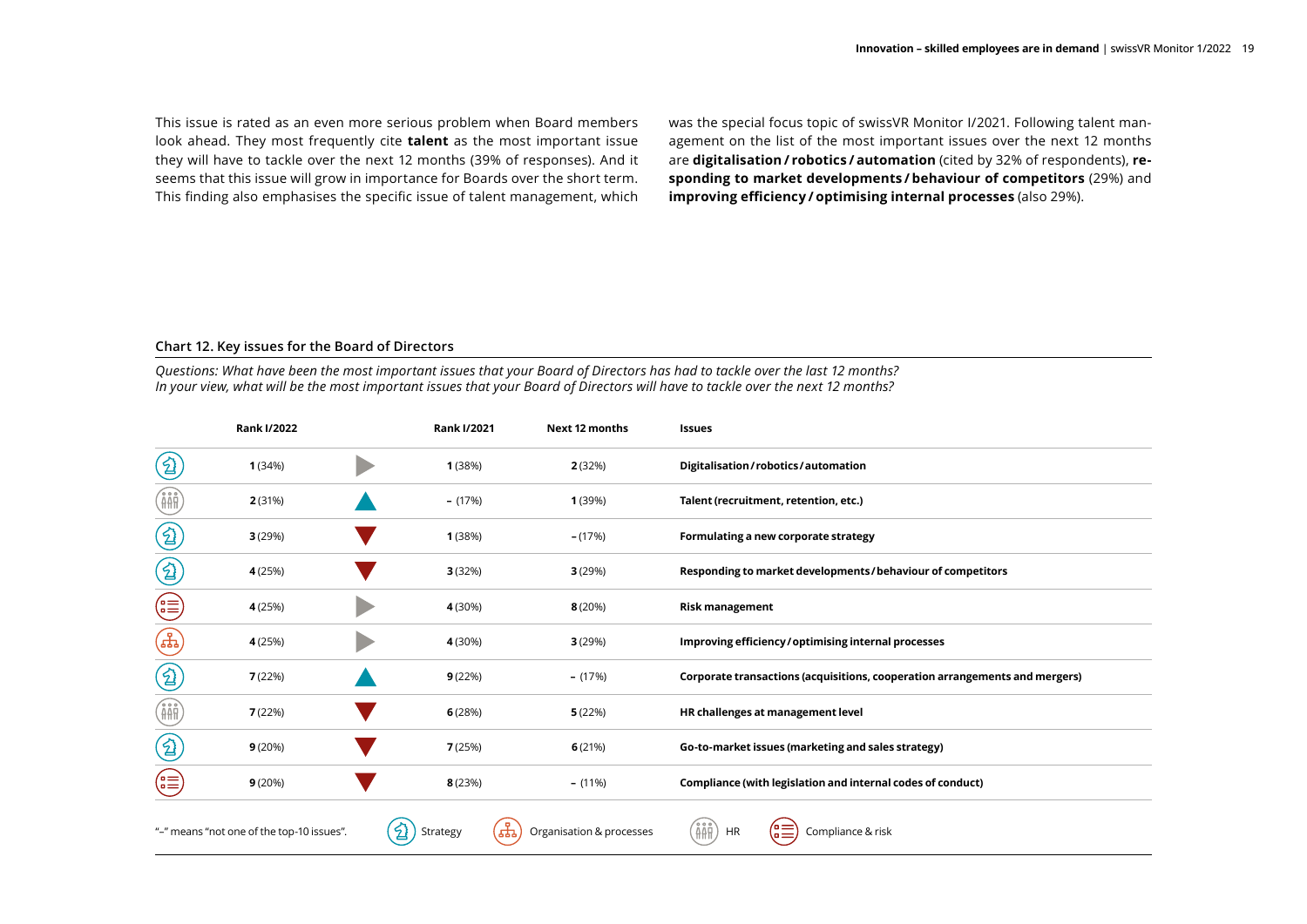This issue is rated as an even more serious problem when Board members look ahead. They most frequently cite **talent** as the most important issue they will have to tackle over the next 12 months (39% of responses). And it seems that this issue will grow in importance for Boards over the short term. This finding also emphasises the specific issue of talent management, which was the special focus topic of swissVR Monitor I/2021. Following talent management on the list of the most important issues over the next 12 months are **digitalisation / robotics / automation** (cited by 32% of respondents), **responding to market developments / behaviour of competitors** (29%) and **improving efficiency / optimising internal processes** (also 29%).

### Chart 12. Key issues for the Board of Directors

*Questions: What have been the most important issues that your Board of Directors has had to tackle over the last 12 months? In your view, what will be the most important issues that your Board of Directors will have to tackle over the next 12 months?*

| Category | Rank I/2022 | Trend | Rank I/2021 | Next 12 months | Issues |
|---|---|---|---|---|---|
| Strategy | **1** (34%) | ► | **1** (38%) | **2** (32%) | **Digitalisation / robotics / automation** |
| HR | **2** (31%) | ▲ | – (17%) | **1** (39%) | **Talent (recruitment, retention, etc.)** |
| Strategy | **3** (29%) | ▼ | **1** (38%) | – (17%) | **Formulating a new corporate strategy** |
| Strategy | **4** (25%) | ▼ | **3** (32%) | **3** (29%) | **Responding to market developments / behaviour of competitors** |
| Compliance & risk | **4** (25%) | ► | **4** (30%) | **8** (20%) | **Risk management** |
| Organisation & processes | **4** (25%) | ► | **4** (30%) | **3** (29%) | **Improving efficiency / optimising internal processes** |
| Strategy | **7** (22%) | ▲ | **9** (22%) | – (17%) | **Corporate transactions (acquisitions, cooperation arrangements and mergers)** |
| HR | **7** (22%) | ▼ | **6** (28%) | **5** (22%) | **HR challenges at management level** |
| Strategy | **9** (20%) | ▼ | **7** (25%) | **6** (21%) | **Go-to-market issues (marketing and sales strategy)** |
| Compliance & risk | **9** (20%) | ▼ | **8** (23%) | – (11%) | **Compliance (with legislation and internal codes of conduct)** |

"–" means "not one of the top-10 issues".

Strategy | Organisation & processes | HR | Compliance & risk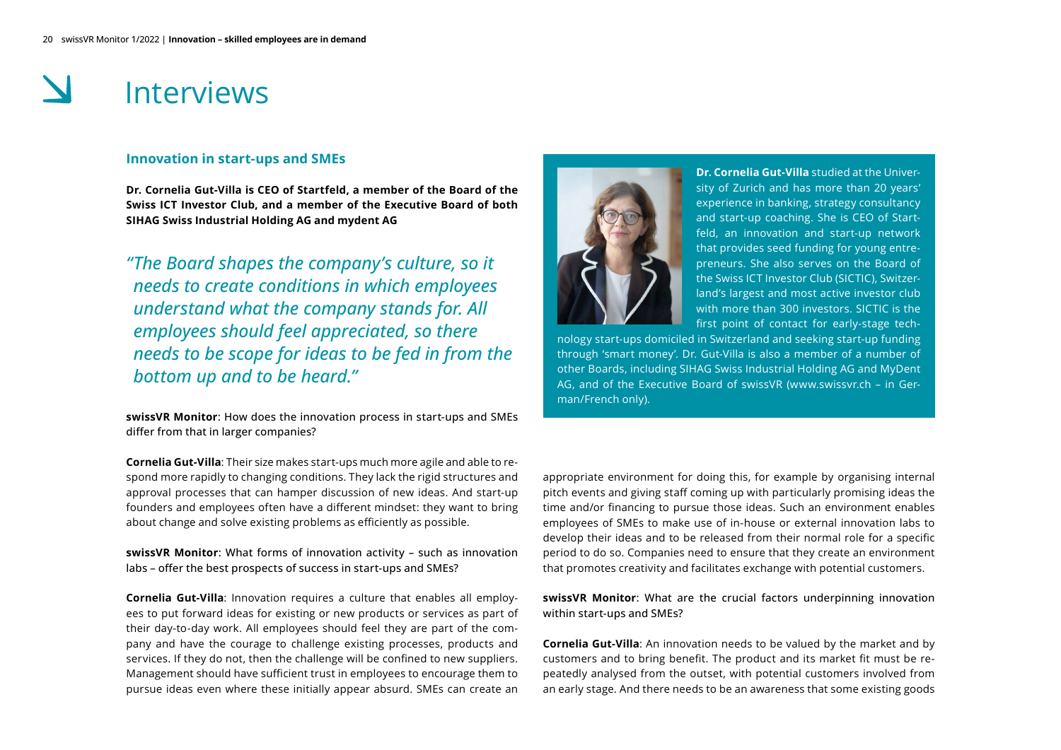# Interviews

## Innovation in start-ups and SMEs

**Dr. Cornelia Gut-Villa is CEO of Startfeld, a member of the Board of the Swiss ICT Investor Club, and a member of the Executive Board of both SIHAG Swiss Industrial Holding AG and mydent AG**

*"The Board shapes the company's culture, so it needs to create conditions in which employees understand what the company stands for. All employees should feel appreciated, so there needs to be scope for ideas to be fed in from the bottom up and to be heard."*

**Dr. Cornelia Gut-Villa** studied at the University of Zurich and has more than 20 years' experience in banking, strategy consultancy and start-up coaching. She is CEO of Startfeld, an innovation and start-up network that provides seed funding for young entrepreneurs. She also serves on the Board of the Swiss ICT Investor Club (SICTIC), Switzerland's largest and most active investor club with more than 300 investors. SICTIC is the first point of contact for early-stage technology start-ups domiciled in Switzerland and seeking start-up funding through 'smart money'. Dr. Gut-Villa is also a member of a number of other Boards, including SIHAG Swiss Industrial Holding AG and MyDent AG, and of the Executive Board of swissVR (www.swissvr.ch – in German/French only).

**swissVR Monitor**: How does the innovation process in start-ups and SMEs differ from that in larger companies?

**Cornelia Gut-Villa**: Their size makes start-ups much more agile and able to respond more rapidly to changing conditions. They lack the rigid structures and approval processes that can hamper discussion of new ideas. And start-up founders and employees often have a different mindset: they want to bring about change and solve existing problems as efficiently as possible.

**swissVR Monitor**: What forms of innovation activity – such as innovation labs – offer the best prospects of success in start-ups and SMEs?

**Cornelia Gut-Villa**: Innovation requires a culture that enables all employees to put forward ideas for existing or new products or services as part of their day-to-day work. All employees should feel they are part of the company and have the courage to challenge existing processes, products and services. If they do not, then the challenge will be confined to new suppliers. Management should have sufficient trust in employees to encourage them to pursue ideas even where these initially appear absurd. SMEs can create an appropriate environment for doing this, for example by organising internal pitch events and giving staff coming up with particularly promising ideas the time and/or financing to pursue those ideas. Such an environment enables employees of SMEs to make use of in-house or external innovation labs to develop their ideas and to be released from their normal role for a specific period to do so. Companies need to ensure that they create an environment that promotes creativity and facilitates exchange with potential customers.

**swissVR Monitor**: What are the crucial factors underpinning innovation within start-ups and SMEs?

**Cornelia Gut-Villa**: An innovation needs to be valued by the market and by customers and to bring benefit. The product and its market fit must be repeatedly analysed from the outset, with potential customers involved from an early stage. And there needs to be an awareness that some existing goods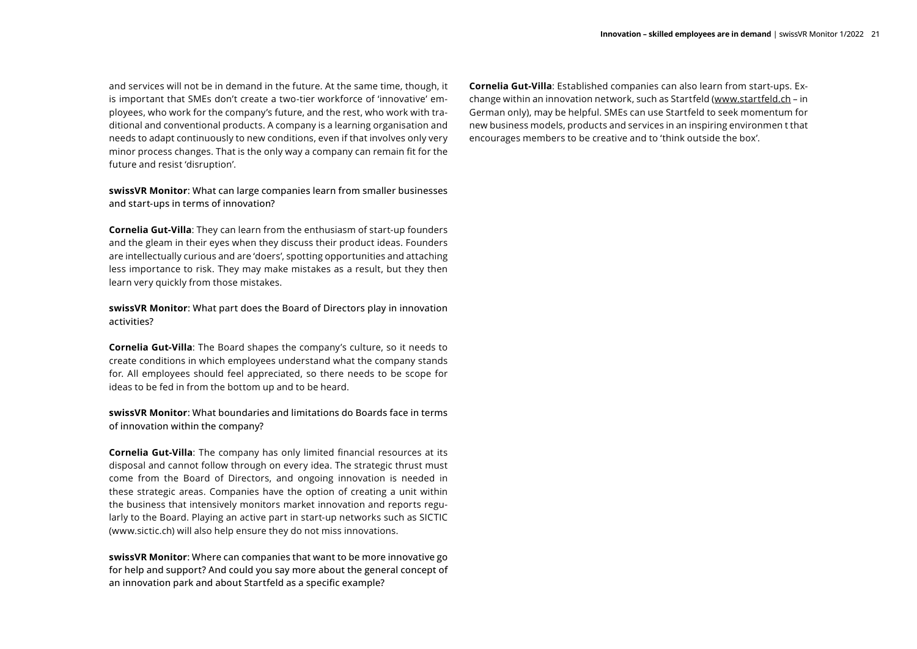and services will not be in demand in the future. At the same time, though, it is important that SMEs don't create a two-tier workforce of 'innovative' employees, who work for the company's future, and the rest, who work with traditional and conventional products. A company is a learning organisation and needs to adapt continuously to new conditions, even if that involves only very minor process changes. That is the only way a company can remain fit for the future and resist 'disruption'.

**swissVR Monitor**: What can large companies learn from smaller businesses and start-ups in terms of innovation?

**Cornelia Gut-Villa**: They can learn from the enthusiasm of start-up founders and the gleam in their eyes when they discuss their product ideas. Founders are intellectually curious and are 'doers', spotting opportunities and attaching less importance to risk. They may make mistakes as a result, but they then learn very quickly from those mistakes.

**swissVR Monitor**: What part does the Board of Directors play in innovation activities?

**Cornelia Gut-Villa**: The Board shapes the company's culture, so it needs to create conditions in which employees understand what the company stands for. All employees should feel appreciated, so there needs to be scope for ideas to be fed in from the bottom up and to be heard.

**swissVR Monitor**: What boundaries and limitations do Boards face in terms of innovation within the company?

**Cornelia Gut-Villa**: The company has only limited financial resources at its disposal and cannot follow through on every idea. The strategic thrust must come from the Board of Directors, and ongoing innovation is needed in these strategic areas. Companies have the option of creating a unit within the business that intensively monitors market innovation and reports regularly to the Board. Playing an active part in start-up networks such as SICTIC (www.sictic.ch) will also help ensure they do not miss innovations.

**swissVR Monitor**: Where can companies that want to be more innovative go for help and support? And could you say more about the general concept of an innovation park and about Startfeld as a specific example?

**Cornelia Gut-Villa**: Established companies can also learn from start-ups. Exchange within an innovation network, such as Startfeld (www.startfeld.ch – in German only), may be helpful. SMEs can use Startfeld to seek momentum for new business models, products and services in an inspiring environmen t that encourages members to be creative and to 'think outside the box'.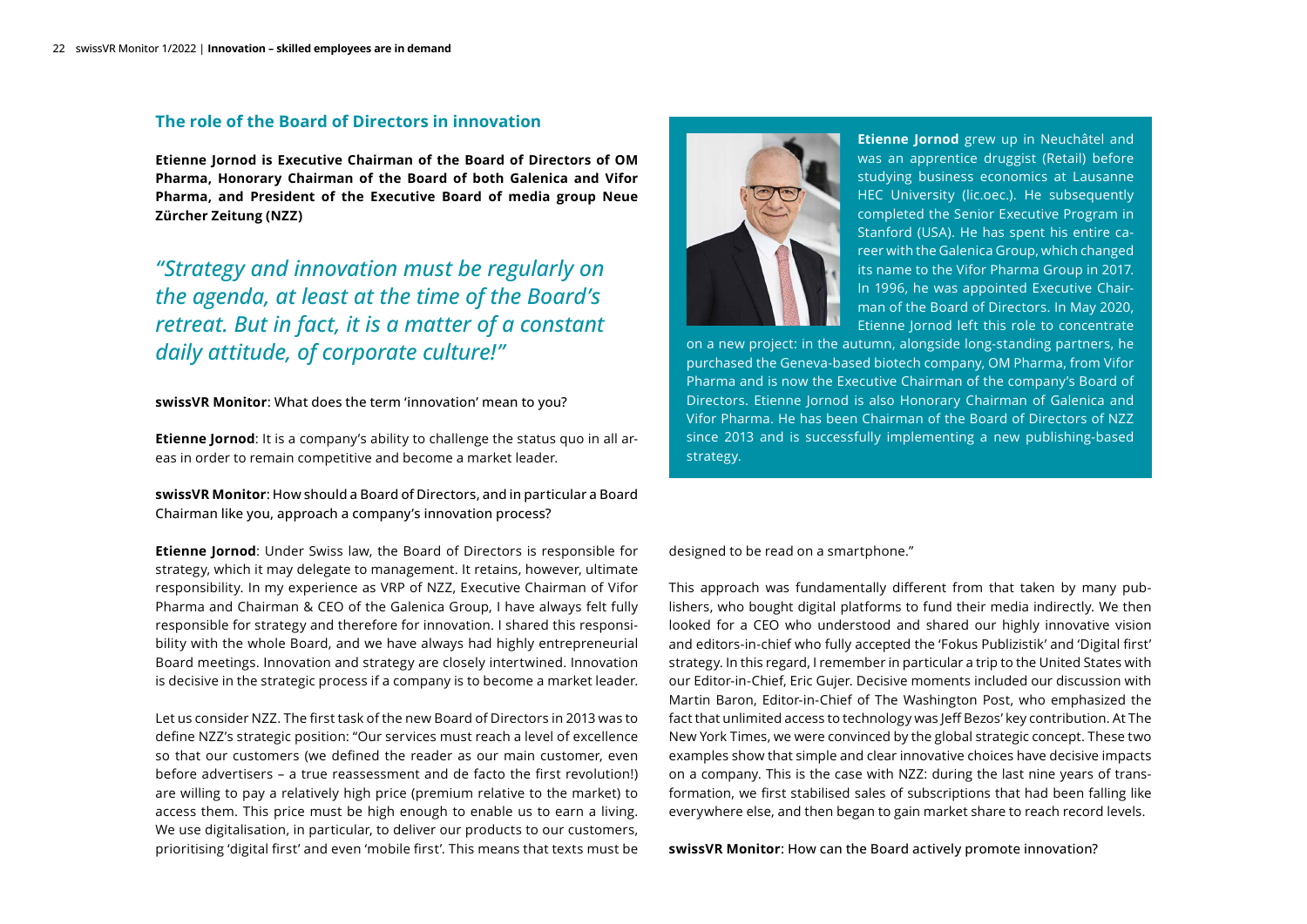## The role of the Board of Directors in innovation

**Etienne Jornod is Executive Chairman of the Board of Directors of OM Pharma, Honorary Chairman of the Board of both Galenica and Vifor Pharma, and President of the Executive Board of media group Neue Zürcher Zeitung (NZZ)**

*"Strategy and innovation must be regularly on the agenda, at least at the time of the Board's retreat. But in fact, it is a matter of a constant daily attitude, of corporate culture!"*

**swissVR Monitor**: What does the term 'innovation' mean to you?

**Etienne Jornod**: It is a company's ability to challenge the status quo in all areas in order to remain competitive and become a market leader.

**swissVR Monitor**: How should a Board of Directors, and in particular a Board Chairman like you, approach a company's innovation process?

**Etienne Jornod**: Under Swiss law, the Board of Directors is responsible for strategy, which it may delegate to management. It retains, however, ultimate responsibility. In my experience as VRP of NZZ, Executive Chairman of Vifor Pharma and Chairman & CEO of the Galenica Group, I have always felt fully responsible for strategy and therefore for innovation. I shared this responsibility with the whole Board, and we have always had highly entrepreneurial Board meetings. Innovation and strategy are closely intertwined. Innovation is decisive in the strategic process if a company is to become a market leader.

Let us consider NZZ. The first task of the new Board of Directors in 2013 was to define NZZ's strategic position: "Our services must reach a level of excellence so that our customers (we defined the reader as our main customer, even before advertisers – a true reassessment and de facto the first revolution!) are willing to pay a relatively high price (premium relative to the market) to access them. This price must be high enough to enable us to earn a living. We use digitalisation, in particular, to deliver our products to our customers, prioritising 'digital first' and even 'mobile first'. This means that texts must be designed to be read on a smartphone."

This approach was fundamentally different from that taken by many publishers, who bought digital platforms to fund their media indirectly. We then looked for a CEO who understood and shared our highly innovative vision and editors-in-chief who fully accepted the 'Fokus Publizistik' and 'Digital first' strategy. In this regard, I remember in particular a trip to the United States with our Editor-in-Chief, Eric Gujer. Decisive moments included our discussion with Martin Baron, Editor-in-Chief of The Washington Post, who emphasized the fact that unlimited access to technology was Jeff Bezos' key contribution. At The New York Times, we were convinced by the global strategic concept. These two examples show that simple and clear innovative choices have decisive impacts on a company. This is the case with NZZ: during the last nine years of transformation, we first stabilised sales of subscriptions that had been falling like everywhere else, and then began to gain market share to reach record levels.

**swissVR Monitor**: How can the Board actively promote innovation?

---

**Etienne Jornod** grew up in Neuchâtel and was an apprentice druggist (Retail) before studying business economics at Lausanne HEC University (lic.oec.). He subsequently completed the Senior Executive Program in Stanford (USA). He has spent his entire career with the Galenica Group, which changed its name to the Vifor Pharma Group in 2017. In 1996, he was appointed Executive Chairman of the Board of Directors. In May 2020, Etienne Jornod left this role to concentrate on a new project: in the autumn, alongside long-standing partners, he purchased the Geneva-based biotech company, OM Pharma, from Vifor Pharma and is now the Executive Chairman of the company's Board of Directors. Etienne Jornod is also Honorary Chairman of Galenica and Vifor Pharma. He has been Chairman of the Board of Directors of NZZ since 2013 and is successfully implementing a new publishing-based strategy.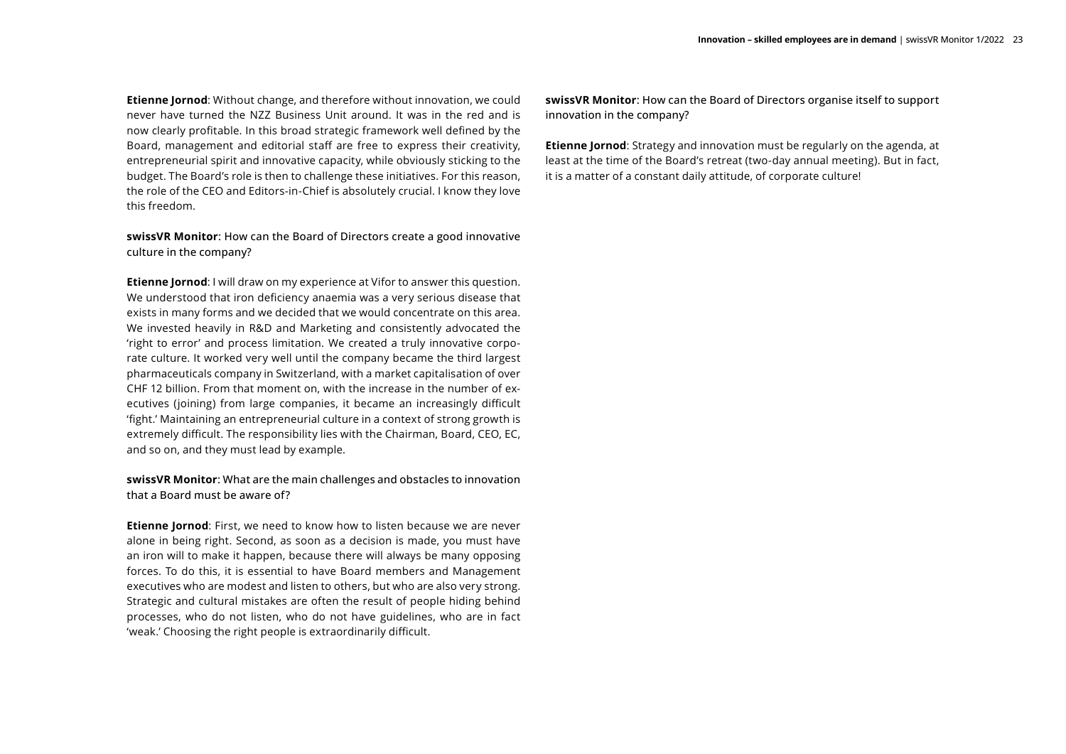**Etienne Jornod**: Without change, and therefore without innovation, we could never have turned the NZZ Business Unit around. It was in the red and is now clearly profitable. In this broad strategic framework well defined by the Board, management and editorial staff are free to express their creativity, entrepreneurial spirit and innovative capacity, while obviously sticking to the budget. The Board's role is then to challenge these initiatives. For this reason, the role of the CEO and Editors-in-Chief is absolutely crucial. I know they love this freedom.

**swissVR Monitor**: How can the Board of Directors create a good innovative culture in the company?

**Etienne Jornod**: I will draw on my experience at Vifor to answer this question. We understood that iron deficiency anaemia was a very serious disease that exists in many forms and we decided that we would concentrate on this area. We invested heavily in R&D and Marketing and consistently advocated the 'right to error' and process limitation. We created a truly innovative corporate culture. It worked very well until the company became the third largest pharmaceuticals company in Switzerland, with a market capitalisation of over CHF 12 billion. From that moment on, with the increase in the number of executives (joining) from large companies, it became an increasingly difficult 'fight.' Maintaining an entrepreneurial culture in a context of strong growth is extremely difficult. The responsibility lies with the Chairman, Board, CEO, EC, and so on, and they must lead by example.

**swissVR Monitor**: What are the main challenges and obstacles to innovation that a Board must be aware of?

**Etienne Jornod**: First, we need to know how to listen because we are never alone in being right. Second, as soon as a decision is made, you must have an iron will to make it happen, because there will always be many opposing forces. To do this, it is essential to have Board members and Management executives who are modest and listen to others, but who are also very strong. Strategic and cultural mistakes are often the result of people hiding behind processes, who do not listen, who do not have guidelines, who are in fact 'weak.' Choosing the right people is extraordinarily difficult.

**swissVR Monitor**: How can the Board of Directors organise itself to support innovation in the company?

**Etienne Jornod**: Strategy and innovation must be regularly on the agenda, at least at the time of the Board's retreat (two-day annual meeting). But in fact, it is a matter of a constant daily attitude, of corporate culture!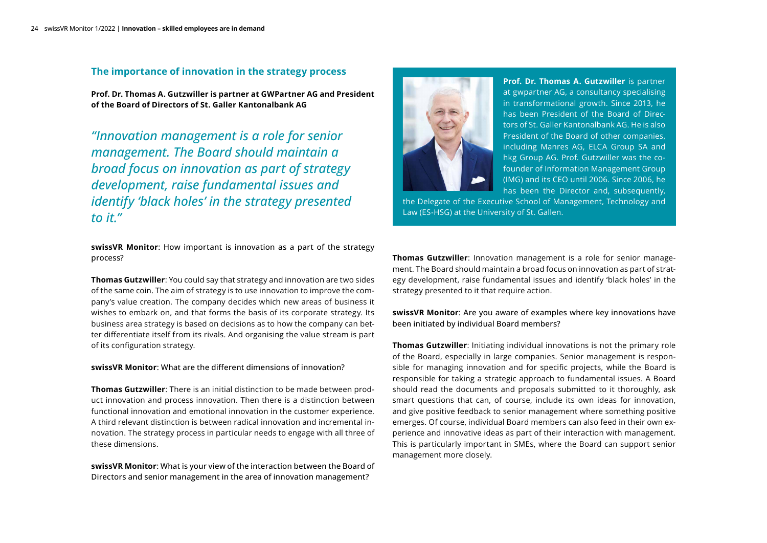## The importance of innovation in the strategy process

**Prof. Dr. Thomas A. Gutzwiller is partner at GWPartner AG and President of the Board of Directors of St. Galler Kantonalbank AG**

*“Innovation management is a role for senior management. The Board should maintain a broad focus on innovation as part of strategy development, raise fundamental issues and identify ‘black holes’ in the strategy presented to it.”*

**Prof. Dr. Thomas A. Gutzwiller** is partner at gwpartner AG, a consultancy specialising in transformational growth. Since 2013, he has been President of the Board of Directors of St. Galler Kantonalbank AG. He is also President of the Board of other companies, including Manres AG, ELCA Group SA and hkg Group AG. Prof. Gutzwiller was the co-founder of Information Management Group (IMG) and its CEO until 2006. Since 2006, he has been the Director and, subsequently, the Delegate of the Executive School of Management, Technology and Law (ES-HSG) at the University of St. Gallen.

**swissVR Monitor**: How important is innovation as a part of the strategy process?

**Thomas Gutzwiller**: You could say that strategy and innovation are two sides of the same coin. The aim of strategy is to use innovation to improve the company’s value creation. The company decides which new areas of business it wishes to embark on, and that forms the basis of its corporate strategy. Its business area strategy is based on decisions as to how the company can better differentiate itself from its rivals. And organising the value stream is part of its configuration strategy.

**swissVR Monitor**: What are the different dimensions of innovation?

**Thomas Gutzwiller**: There is an initial distinction to be made between product innovation and process innovation. Then there is a distinction between functional innovation and emotional innovation in the customer experience. A third relevant distinction is between radical innovation and incremental innovation. The strategy process in particular needs to engage with all three of these dimensions.

**swissVR Monitor**: What is your view of the interaction between the Board of Directors and senior management in the area of innovation management?

**Thomas Gutzwiller**: Innovation management is a role for senior management. The Board should maintain a broad focus on innovation as part of strategy development, raise fundamental issues and identify ‘black holes’ in the strategy presented to it that require action.

**swissVR Monitor**: Are you aware of examples where key innovations have been initiated by individual Board members?

**Thomas Gutzwiller**: Initiating individual innovations is not the primary role of the Board, especially in large companies. Senior management is responsible for managing innovation and for specific projects, while the Board is responsible for taking a strategic approach to fundamental issues. A Board should read the documents and proposals submitted to it thoroughly, ask smart questions that can, of course, include its own ideas for innovation, and give positive feedback to senior management where something positive emerges. Of course, individual Board members can also feed in their own experience and innovative ideas as part of their interaction with management. This is particularly important in SMEs, where the Board can support senior management more closely.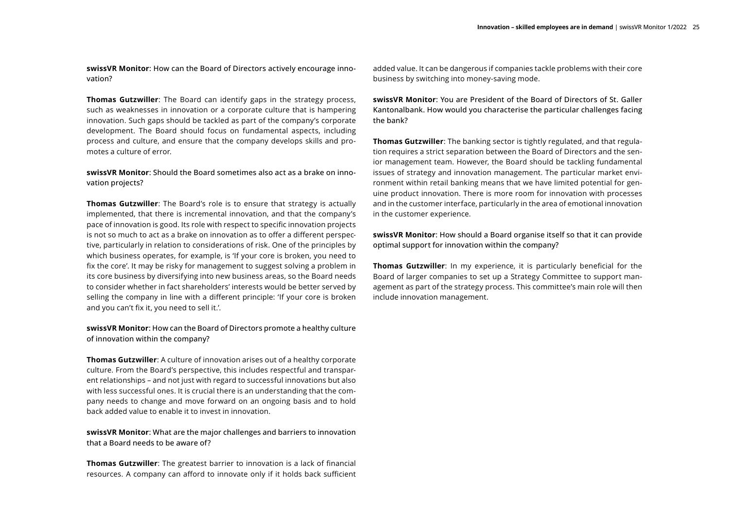**swissVR Monitor**: How can the Board of Directors actively encourage innovation?

**Thomas Gutzwiller**: The Board can identify gaps in the strategy process, such as weaknesses in innovation or a corporate culture that is hampering innovation. Such gaps should be tackled as part of the company's corporate development. The Board should focus on fundamental aspects, including process and culture, and ensure that the company develops skills and promotes a culture of error.

**swissVR Monitor**: Should the Board sometimes also act as a brake on innovation projects?

**Thomas Gutzwiller**: The Board's role is to ensure that strategy is actually implemented, that there is incremental innovation, and that the company's pace of innovation is good. Its role with respect to specific innovation projects is not so much to act as a brake on innovation as to offer a different perspective, particularly in relation to considerations of risk. One of the principles by which business operates, for example, is 'If your core is broken, you need to fix the core'. It may be risky for management to suggest solving a problem in its core business by diversifying into new business areas, so the Board needs to consider whether in fact shareholders' interests would be better served by selling the company in line with a different principle: 'If your core is broken and you can't fix it, you need to sell it.'.

**swissVR Monitor**: How can the Board of Directors promote a healthy culture of innovation within the company?

**Thomas Gutzwiller**: A culture of innovation arises out of a healthy corporate culture. From the Board's perspective, this includes respectful and transparent relationships – and not just with regard to successful innovations but also with less successful ones. It is crucial there is an understanding that the company needs to change and move forward on an ongoing basis and to hold back added value to enable it to invest in innovation.

**swissVR Monitor**: What are the major challenges and barriers to innovation that a Board needs to be aware of?

**Thomas Gutzwiller**: The greatest barrier to innovation is a lack of financial resources. A company can afford to innovate only if it holds back sufficient added value. It can be dangerous if companies tackle problems with their core business by switching into money-saving mode.

**swissVR Monitor**: You are President of the Board of Directors of St. Galler Kantonalbank. How would you characterise the particular challenges facing the bank?

**Thomas Gutzwiller**: The banking sector is tightly regulated, and that regulation requires a strict separation between the Board of Directors and the senior management team. However, the Board should be tackling fundamental issues of strategy and innovation management. The particular market environment within retail banking means that we have limited potential for genuine product innovation. There is more room for innovation with processes and in the customer interface, particularly in the area of emotional innovation in the customer experience.

**swissVR Monitor**: How should a Board organise itself so that it can provide optimal support for innovation within the company?

**Thomas Gutzwiller**: In my experience, it is particularly beneficial for the Board of larger companies to set up a Strategy Committee to support management as part of the strategy process. This committee's main role will then include innovation management.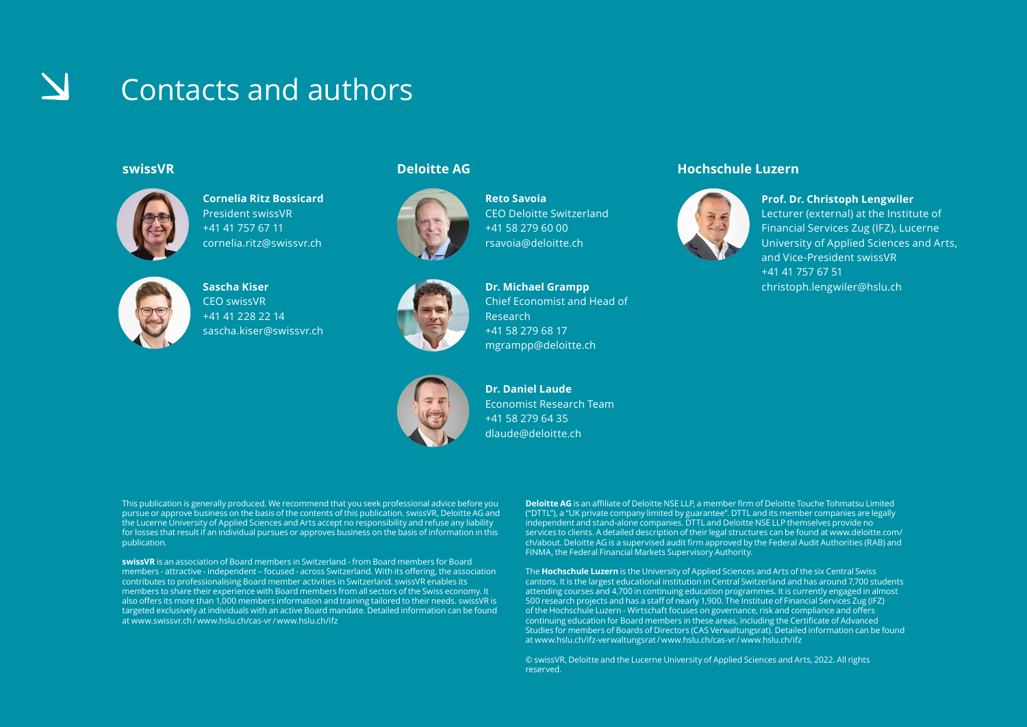# Contacts and authors

## swissVR

**Cornelia Ritz Bossicard**
President swissVR
+41 41 757 67 11
cornelia.ritz@swissvr.ch

**Sascha Kiser**
CEO swissVR
+41 41 228 22 14
sascha.kiser@swissvr.ch

## Deloitte AG

**Reto Savoia**
CEO Deloitte Switzerland
+41 58 279 60 00
rsavoia@deloitte.ch

**Dr. Michael Grampp**
Chief Economist and Head of Research
+41 58 279 68 17
mgrampp@deloitte.ch

**Dr. Daniel Laude**
Economist Research Team
+41 58 279 64 35
dlaude@deloitte.ch

## Hochschule Luzern

**Prof. Dr. Christoph Lengwiler**
Lecturer (external) at the Institute of Financial Services Zug (IFZ), Lucerne University of Applied Sciences and Arts, and Vice-President swissVR
+41 41 757 67 51
christoph.lengwiler@hslu.ch

This publication is generally produced. We recommend that you seek professional advice before you pursue or approve business on the basis of the contents of this publication. swissVR, Deloitte AG and the Lucerne University of Applied Sciences and Arts accept no responsibility and refuse any liability for losses that result if an individual pursues or approves business on the basis of information in this publication.

**swissVR** is an association of Board members in Switzerland - from Board members for Board members - attractive - independent – focused - across Switzerland. With its offering, the association contributes to professionalising Board member activities in Switzerland. swissVR enables its members to share their experience with Board members from all sectors of the Swiss economy. It also offers its more than 1,000 members information and training tailored to their needs. swissVR is targeted exclusively at individuals with an active Board mandate. Detailed information can be found at www.swissvr.ch / www.hslu.ch/cas-vr / www.hslu.ch/ifz

**Deloitte AG** is an affiliate of Deloitte NSE LLP, a member firm of Deloitte Touche Tohmatsu Limited ("DTTL"), a "UK private company limited by guarantee". DTTL and its member companies are legally independent and stand-alone companies. DTTL and Deloitte NSE LLP themselves provide no services to clients. A detailed description of their legal structures can be found at www.deloitte.com/ch/about. Deloitte AG is a supervised audit firm approved by the Federal Audit Authorities (RAB) and FINMA, the Federal Financial Markets Supervisory Authority.

The **Hochschule Luzern** is the University of Applied Sciences and Arts of the six Central Swiss cantons. It is the largest educational institution in Central Switzerland and has around 7,700 students attending courses and 4,700 in continuing education programmes. It is currently engaged in almost 500 research projects and has a staff of nearly 1,900. The Institute of Financial Services Zug (IFZ) of the Hochschule Luzern - Wirtschaft focuses on governance, risk and compliance and offers continuing education for Board members in these areas, including the Certificate of Advanced Studies for members of Boards of Directors (CAS Verwaltungsrat). Detailed information can be found at www.hslu.ch/ifz-verwaltungsrat / www.hslu.ch/cas-vr / www.hslu.ch/ifz

© swissVR, Deloitte and the Lucerne University of Applied Sciences and Arts, 2022. All rights reserved.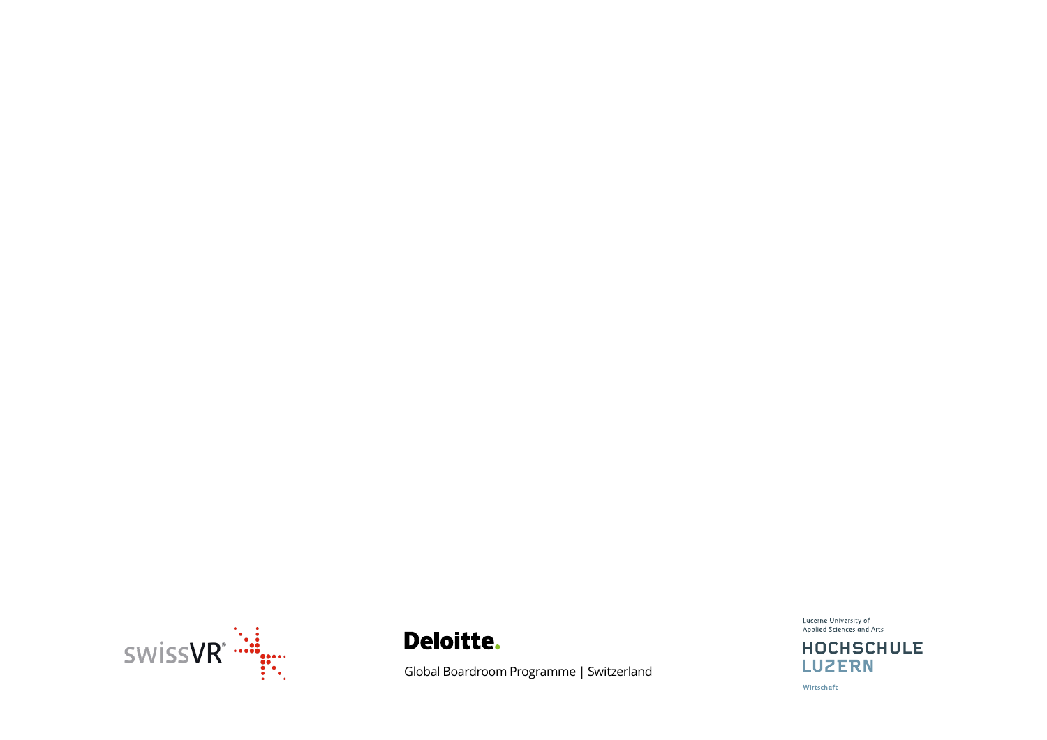swissVR

Deloitte.

Global Boardroom Programme | Switzerland

Lucerne University of Applied Sciences and Arts

HOCHSCHULE LUZERN

Wirtschaft